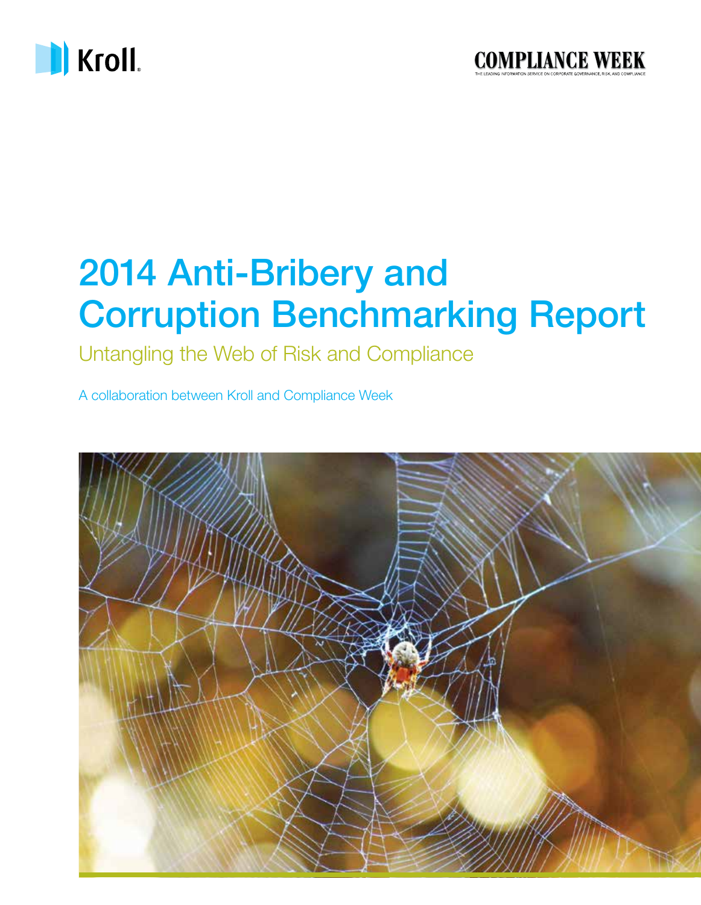Kroll

COMPLIANCE WEEK

THE LEADING INFORMATION SERVICE ON CORPORATE GOVERNANCE, RISK, AND COMPLIANCE

# 2014 Anti-Bribery and Corruption Benchmarking Report

## Untangling the Web of Risk and Compliance

A collaboration between Kroll and Compliance Week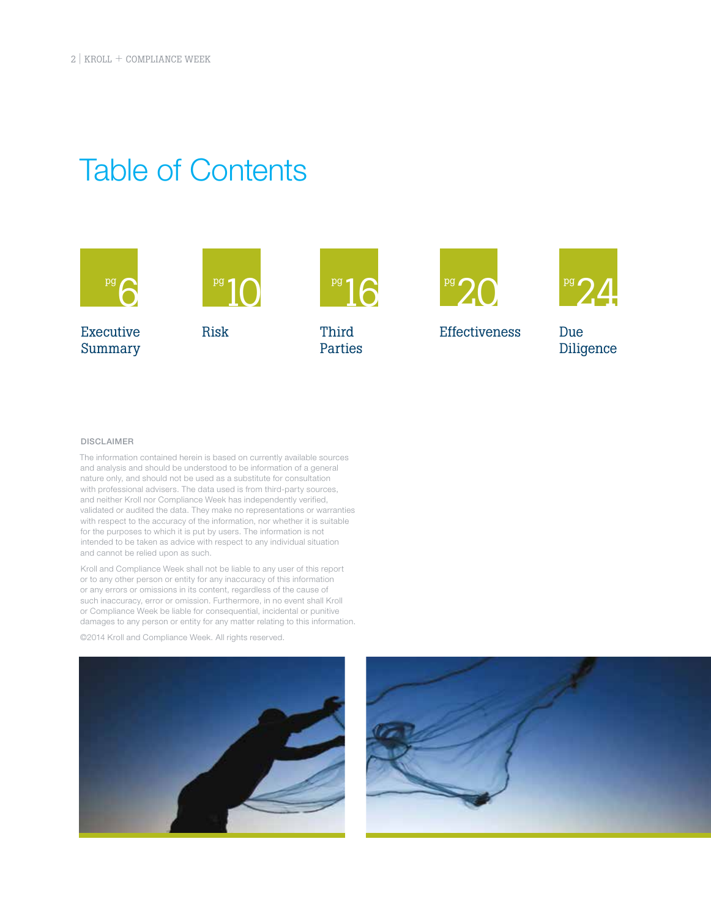# Table of Contents

- pg 6 — Executive Summary
- pg 10 — Risk
- pg 16 — Third Parties
- pg 20 — Effectiveness
- pg 24 — Due Diligence

DISCLAIMER

The information contained herein is based on currently available sources and analysis and should be understood to be information of a general nature only, and should not be used as a substitute for consultation with professional advisers. The data used is from third-party sources, and neither Kroll nor Compliance Week has independently verified, validated or audited the data. They make no representations or warranties with respect to the accuracy of the information, nor whether it is suitable for the purposes to which it is put by users. The information is not intended to be taken as advice with respect to any individual situation and cannot be relied upon as such.

Kroll and Compliance Week shall not be liable to any user of this report or to any other person or entity for any inaccuracy of this information or any errors or omissions in its content, regardless of the cause of such inaccuracy, error or omission. Furthermore, in no event shall Kroll or Compliance Week be liable for consequential, incidental or punitive damages to any person or entity for any matter relating to this information.

©2014 Kroll and Compliance Week. All rights reserved.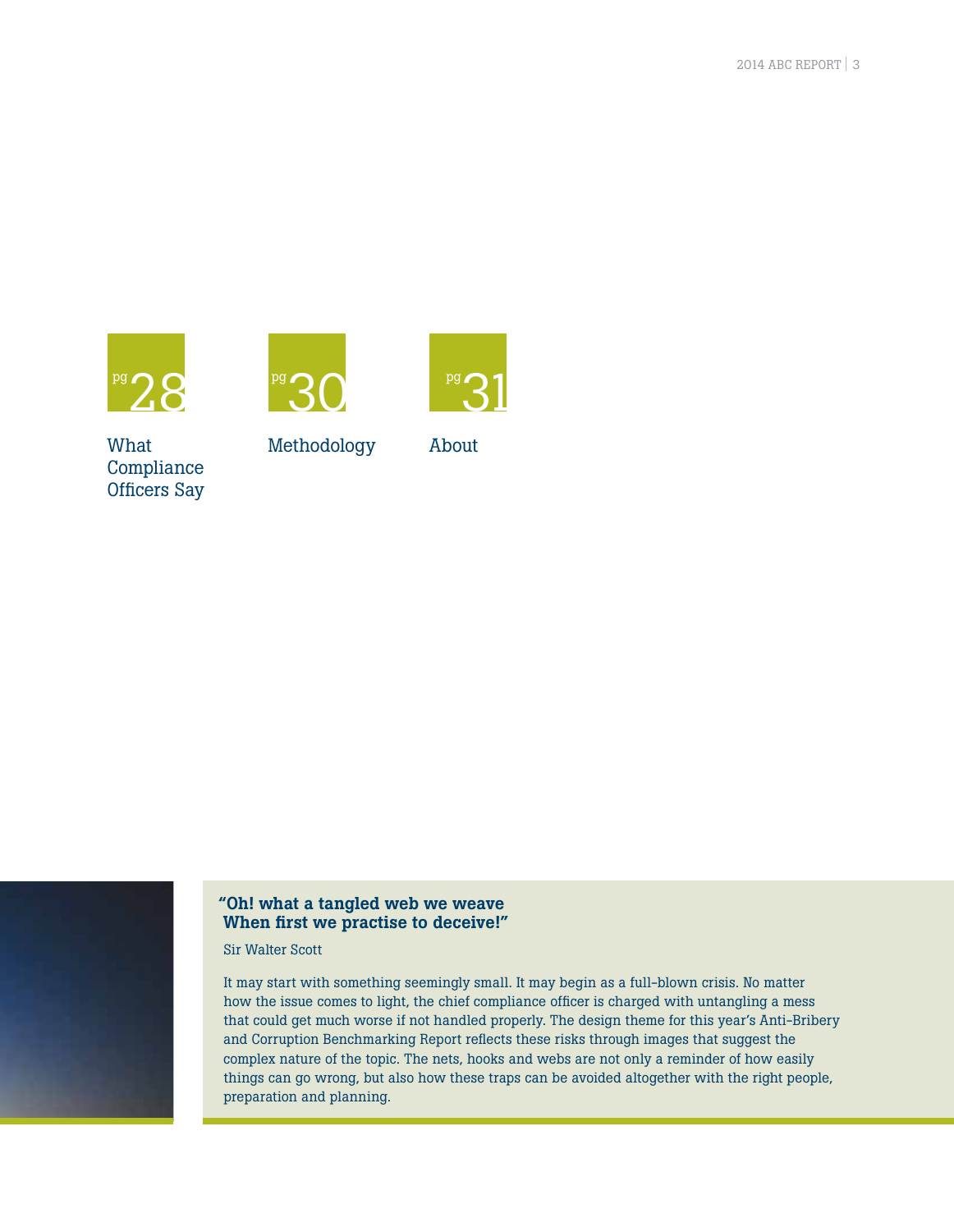pg 28 — What Compliance Officers Say

pg 30 — Methodology

pg 31 — About

**"Oh! what a tangled web we weave
When first we practise to deceive!"**

Sir Walter Scott

It may start with something seemingly small. It may begin as a full-blown crisis. No matter how the issue comes to light, the chief compliance officer is charged with untangling a mess that could get much worse if not handled properly. The design theme for this year's Anti-Bribery and Corruption Benchmarking Report reflects these risks through images that suggest the complex nature of the topic. The nets, hooks and webs are not only a reminder of how easily things can go wrong, but also how these traps can be avoided altogether with the right people, preparation and planning.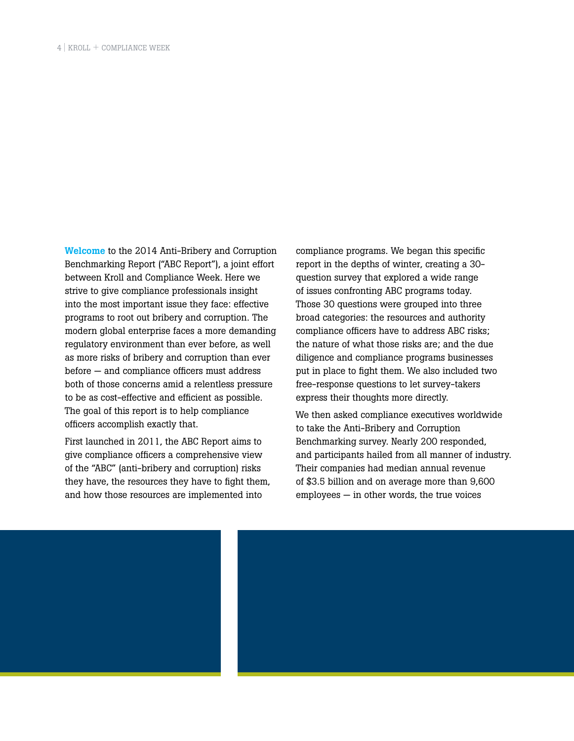**Welcome** to the 2014 Anti-Bribery and Corruption Benchmarking Report ("ABC Report"), a joint effort between Kroll and Compliance Week. Here we strive to give compliance professionals insight into the most important issue they face: effective programs to root out bribery and corruption. The modern global enterprise faces a more demanding regulatory environment than ever before, as well as more risks of bribery and corruption than ever before — and compliance officers must address both of those concerns amid a relentless pressure to be as cost-effective and efficient as possible. The goal of this report is to help compliance officers accomplish exactly that.

First launched in 2011, the ABC Report aims to give compliance officers a comprehensive view of the "ABC" (anti-bribery and corruption) risks they have, the resources they have to fight them, and how those resources are implemented into compliance programs. We began this specific report in the depths of winter, creating a 30-question survey that explored a wide range of issues confronting ABC programs today. Those 30 questions were grouped into three broad categories: the resources and authority compliance officers have to address ABC risks; the nature of what those risks are; and the due diligence and compliance programs businesses put in place to fight them. We also included two free-response questions to let survey-takers express their thoughts more directly.

We then asked compliance executives worldwide to take the Anti-Bribery and Corruption Benchmarking survey. Nearly 200 responded, and participants hailed from all manner of industry. Their companies had median annual revenue of $3.5 billion and on average more than 9,600 employees — in other words, the true voices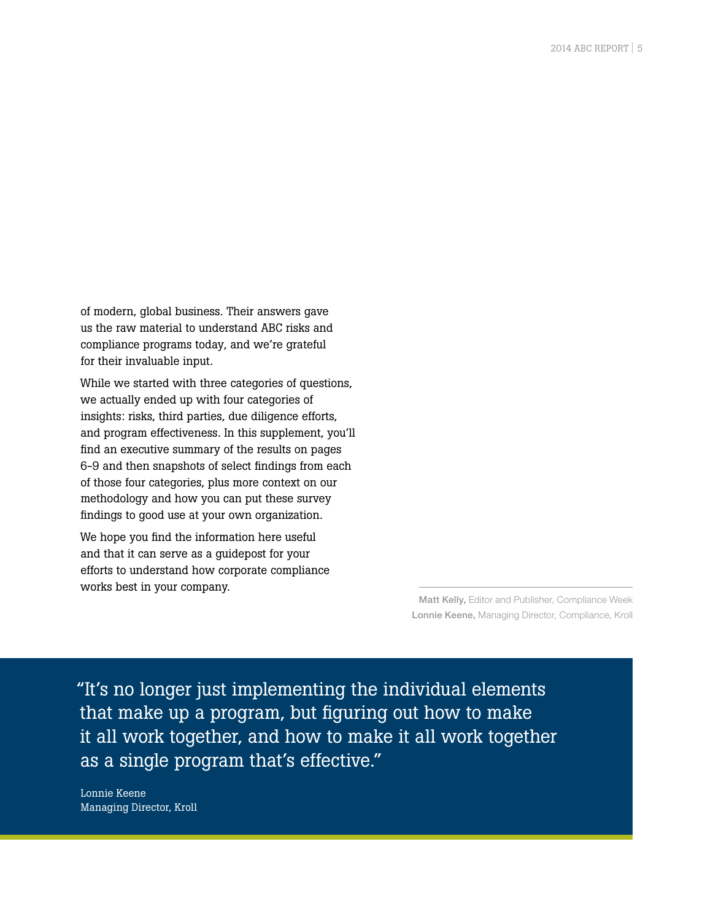of modern, global business. Their answers gave us the raw material to understand ABC risks and compliance programs today, and we're grateful for their invaluable input.

While we started with three categories of questions, we actually ended up with four categories of insights: risks, third parties, due diligence efforts, and program effectiveness. In this supplement, you'll find an executive summary of the results on pages 6–9 and then snapshots of select findings from each of those four categories, plus more context on our methodology and how you can put these survey findings to good use at your own organization.

We hope you find the information here useful and that it can serve as a guidepost for your efforts to understand how corporate compliance works best in your company.

**Matt Kelly,** Editor and Publisher, Compliance Week
**Lonnie Keene,** Managing Director, Compliance, Kroll

> "It's no longer just implementing the individual elements that make up a program, but figuring out how to make it all work together, and how to make it all work together as a single program that's effective."
>
> Lonnie Keene
> Managing Director, Kroll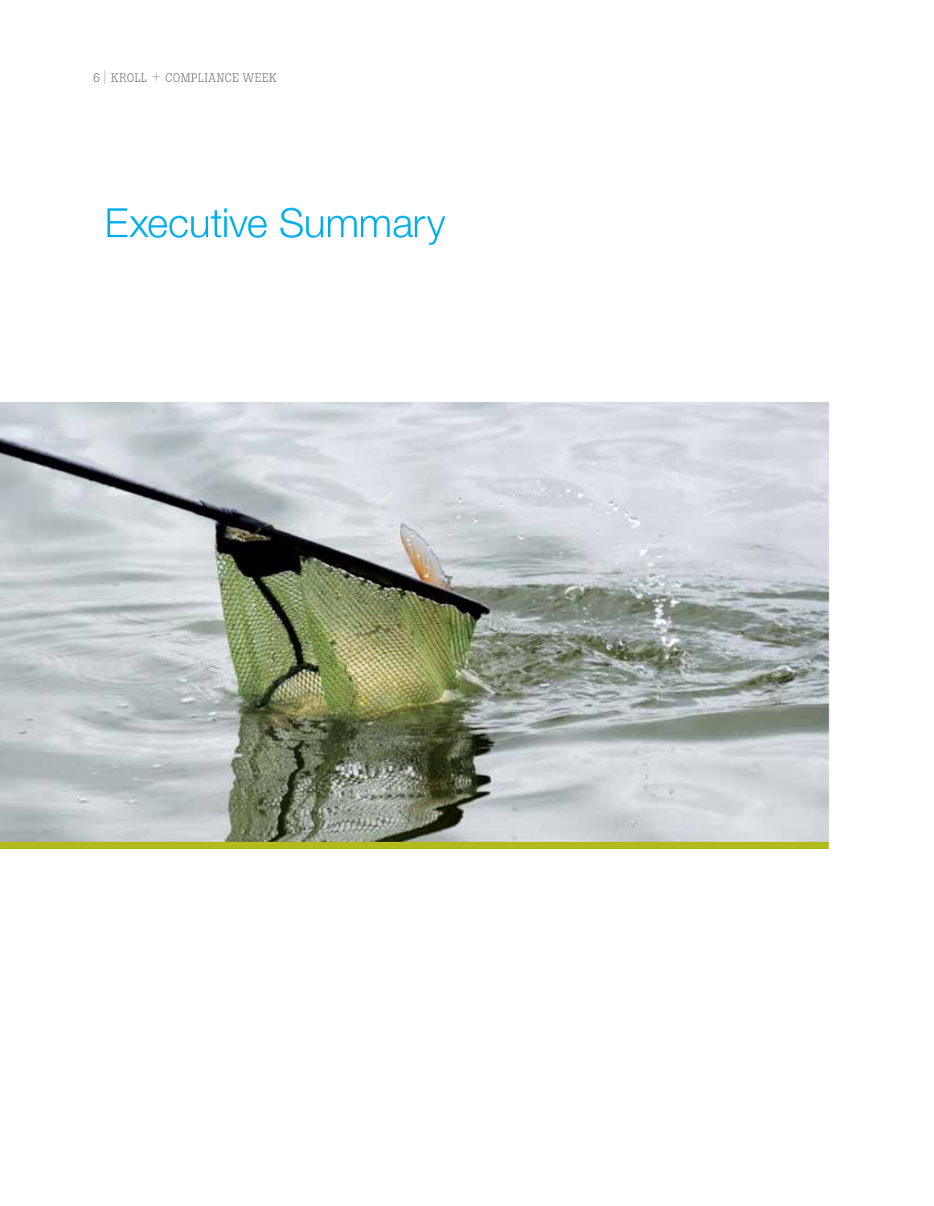# Executive Summary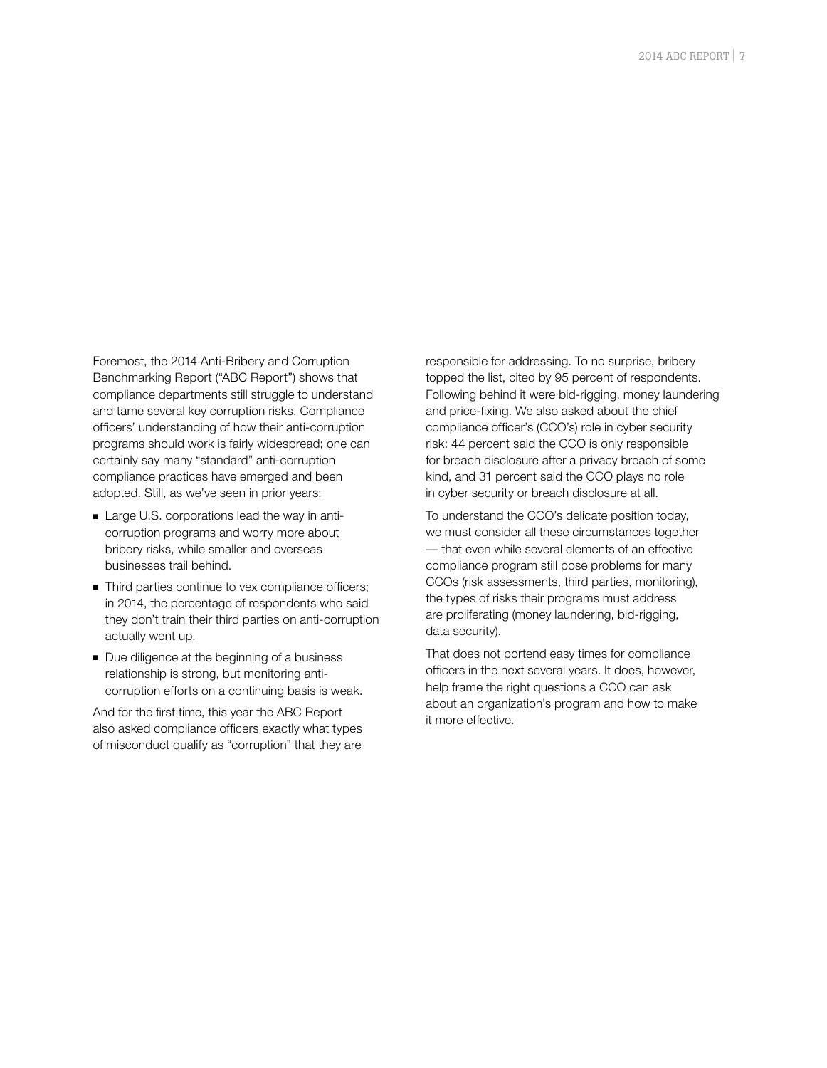Foremost, the 2014 Anti-Bribery and Corruption Benchmarking Report ("ABC Report") shows that compliance departments still struggle to understand and tame several key corruption risks. Compliance officers' understanding of how their anti-corruption programs should work is fairly widespread; one can certainly say many "standard" anti-corruption compliance practices have emerged and been adopted. Still, as we've seen in prior years:

- Large U.S. corporations lead the way in anti-corruption programs and worry more about bribery risks, while smaller and overseas businesses trail behind.
- Third parties continue to vex compliance officers; in 2014, the percentage of respondents who said they don't train their third parties on anti-corruption actually went up.
- Due diligence at the beginning of a business relationship is strong, but monitoring anti-corruption efforts on a continuing basis is weak.

And for the first time, this year the ABC Report also asked compliance officers exactly what types of misconduct qualify as "corruption" that they are responsible for addressing. To no surprise, bribery topped the list, cited by 95 percent of respondents. Following behind it were bid-rigging, money laundering and price-fixing. We also asked about the chief compliance officer's (CCO's) role in cyber security risk: 44 percent said the CCO is only responsible for breach disclosure after a privacy breach of some kind, and 31 percent said the CCO plays no role in cyber security or breach disclosure at all.

To understand the CCO's delicate position today, we must consider all these circumstances together — that even while several elements of an effective compliance program still pose problems for many CCOs (risk assessments, third parties, monitoring), the types of risks their programs must address are proliferating (money laundering, bid-rigging, data security).

That does not portend easy times for compliance officers in the next several years. It does, however, help frame the right questions a CCO can ask about an organization's program and how to make it more effective.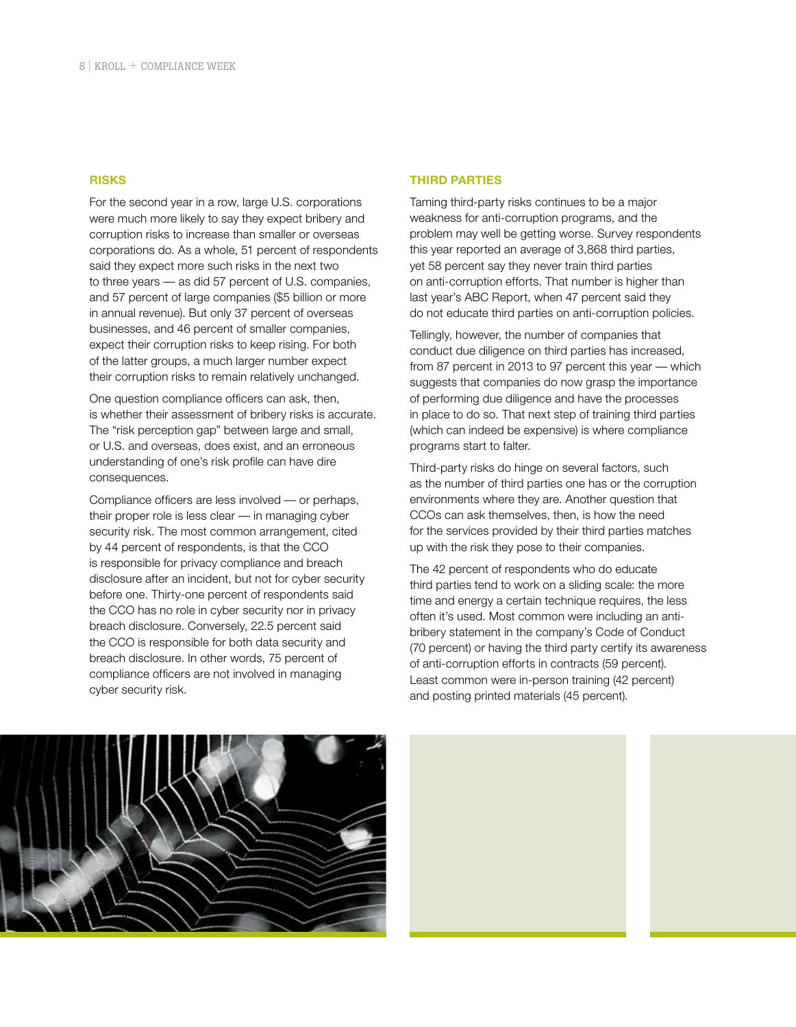## RISKS

For the second year in a row, large U.S. corporations were much more likely to say they expect bribery and corruption risks to increase than smaller or overseas corporations do. As a whole, 51 percent of respondents said they expect more such risks in the next two to three years — as did 57 percent of U.S. companies, and 57 percent of large companies ($5 billion or more in annual revenue). But only 37 percent of overseas businesses, and 46 percent of smaller companies, expect their corruption risks to keep rising. For both of the latter groups, a much larger number expect their corruption risks to remain relatively unchanged.

One question compliance officers can ask, then, is whether their assessment of bribery risks is accurate. The "risk perception gap" between large and small, or U.S. and overseas, does exist, and an erroneous understanding of one's risk profile can have dire consequences.

Compliance officers are less involved — or perhaps, their proper role is less clear — in managing cyber security risk. The most common arrangement, cited by 44 percent of respondents, is that the CCO is responsible for privacy compliance and breach disclosure after an incident, but not for cyber security before one. Thirty-one percent of respondents said the CCO has no role in cyber security nor in privacy breach disclosure. Conversely, 22.5 percent said the CCO is responsible for both data security and breach disclosure. In other words, 75 percent of compliance officers are not involved in managing cyber security risk.

## THIRD PARTIES

Taming third-party risks continues to be a major weakness for anti-corruption programs, and the problem may well be getting worse. Survey respondents this year reported an average of 3,868 third parties, yet 58 percent say they never train third parties on anti-corruption efforts. That number is higher than last year's ABC Report, when 47 percent said they do not educate third parties on anti-corruption policies.

Tellingly, however, the number of companies that conduct due diligence on third parties has increased, from 87 percent in 2013 to 97 percent this year — which suggests that companies do now grasp the importance of performing due diligence and have the processes in place to do so. That next step of training third parties (which can indeed be expensive) is where compliance programs start to falter.

Third-party risks do hinge on several factors, such as the number of third parties one has or the corruption environments where they are. Another question that CCOs can ask themselves, then, is how the need for the services provided by their third parties matches up with the risk they pose to their companies.

The 42 percent of respondents who do educate third parties tend to work on a sliding scale: the more time and energy a certain technique requires, the less often it's used. Most common were including an anti-bribery statement in the company's Code of Conduct (70 percent) or having the third party certify its awareness of anti-corruption efforts in contracts (59 percent). Least common were in-person training (42 percent) and posting printed materials (45 percent).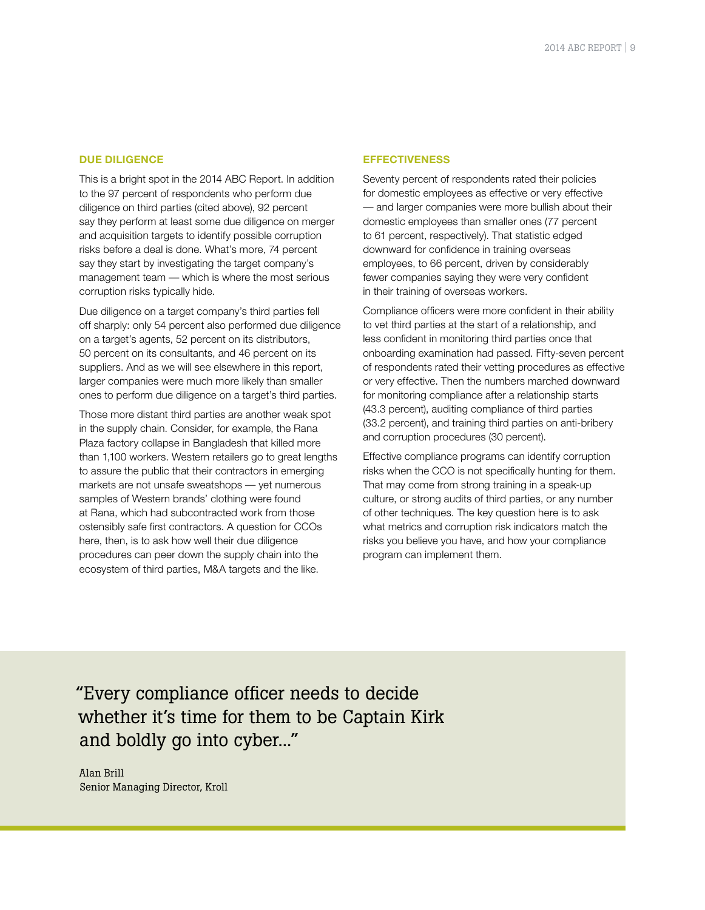## DUE DILIGENCE

This is a bright spot in the 2014 ABC Report. In addition to the 97 percent of respondents who perform due diligence on third parties (cited above), 92 percent say they perform at least some due diligence on merger and acquisition targets to identify possible corruption risks before a deal is done. What's more, 74 percent say they start by investigating the target company's management team — which is where the most serious corruption risks typically hide.

Due diligence on a target company's third parties fell off sharply: only 54 percent also performed due diligence on a target's agents, 52 percent on its distributors, 50 percent on its consultants, and 46 percent on its suppliers. And as we will see elsewhere in this report, larger companies were much more likely than smaller ones to perform due diligence on a target's third parties.

Those more distant third parties are another weak spot in the supply chain. Consider, for example, the Rana Plaza factory collapse in Bangladesh that killed more than 1,100 workers. Western retailers go to great lengths to assure the public that their contractors in emerging markets are not unsafe sweatshops — yet numerous samples of Western brands' clothing were found at Rana, which had subcontracted work from those ostensibly safe first contractors. A question for CCOs here, then, is to ask how well their due diligence procedures can peer down the supply chain into the ecosystem of third parties, M&A targets and the like.

## EFFECTIVENESS

Seventy percent of respondents rated their policies for domestic employees as effective or very effective — and larger companies were more bullish about their domestic employees than smaller ones (77 percent to 61 percent, respectively). That statistic edged downward for confidence in training overseas employees, to 66 percent, driven by considerably fewer companies saying they were very confident in their training of overseas workers.

Compliance officers were more confident in their ability to vet third parties at the start of a relationship, and less confident in monitoring third parties once that onboarding examination had passed. Fifty-seven percent of respondents rated their vetting procedures as effective or very effective. Then the numbers marched downward for monitoring compliance after a relationship starts (43.3 percent), auditing compliance of third parties (33.2 percent), and training third parties on anti-bribery and corruption procedures (30 percent).

Effective compliance programs can identify corruption risks when the CCO is not specifically hunting for them. That may come from strong training in a speak-up culture, or strong audits of third parties, or any number of other techniques. The key question here is to ask what metrics and corruption risk indicators match the risks you believe you have, and how your compliance program can implement them.

> "Every compliance officer needs to decide whether it's time for them to be Captain Kirk and boldly go into cyber..."
>
> Alan Brill
> Senior Managing Director, Kroll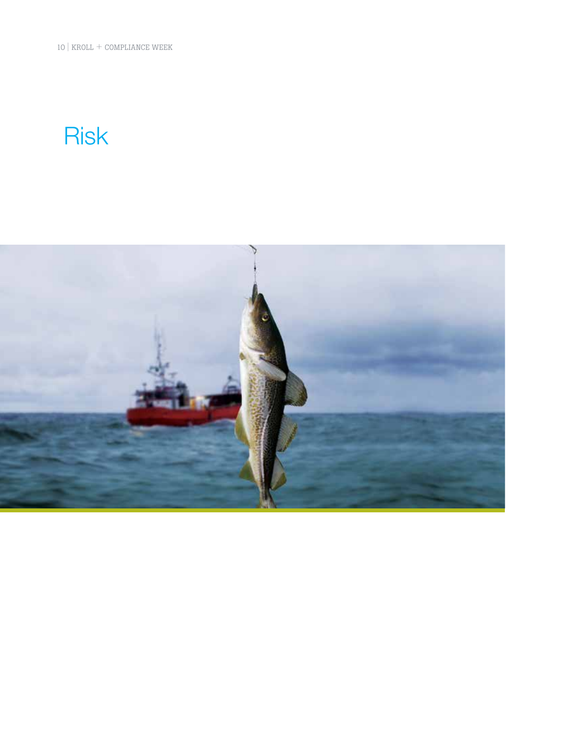# Risk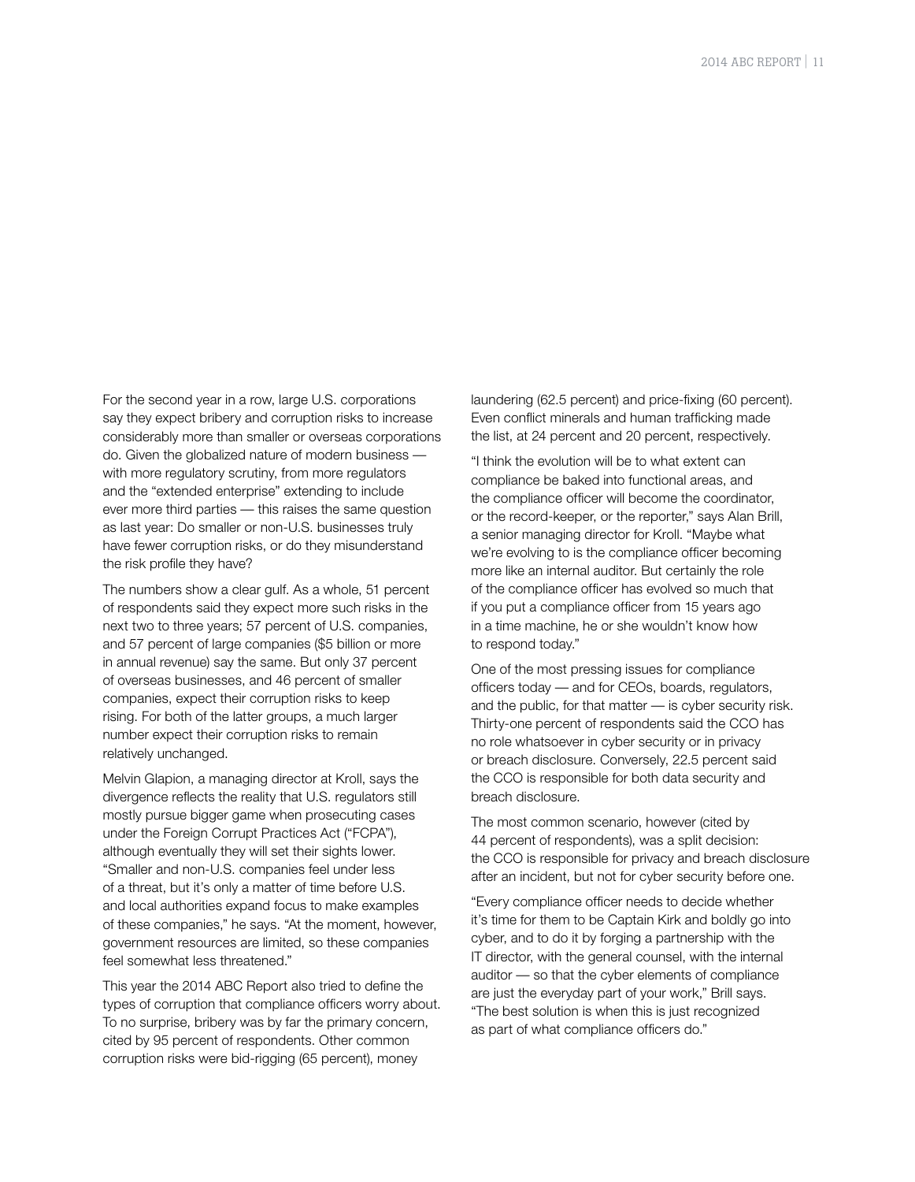For the second year in a row, large U.S. corporations say they expect bribery and corruption risks to increase considerably more than smaller or overseas corporations do. Given the globalized nature of modern business — with more regulatory scrutiny, from more regulators and the "extended enterprise" extending to include ever more third parties — this raises the same question as last year: Do smaller or non-U.S. businesses truly have fewer corruption risks, or do they misunderstand the risk profile they have?

The numbers show a clear gulf. As a whole, 51 percent of respondents said they expect more such risks in the next two to three years; 57 percent of U.S. companies, and 57 percent of large companies ($5 billion or more in annual revenue) say the same. But only 37 percent of overseas businesses, and 46 percent of smaller companies, expect their corruption risks to keep rising. For both of the latter groups, a much larger number expect their corruption risks to remain relatively unchanged.

Melvin Glapion, a managing director at Kroll, says the divergence reflects the reality that U.S. regulators still mostly pursue bigger game when prosecuting cases under the Foreign Corrupt Practices Act ("FCPA"), although eventually they will set their sights lower. "Smaller and non-U.S. companies feel under less of a threat, but it's only a matter of time before U.S. and local authorities expand focus to make examples of these companies," he says. "At the moment, however, government resources are limited, so these companies feel somewhat less threatened."

This year the 2014 ABC Report also tried to define the types of corruption that compliance officers worry about. To no surprise, bribery was by far the primary concern, cited by 95 percent of respondents. Other common corruption risks were bid-rigging (65 percent), money laundering (62.5 percent) and price-fixing (60 percent). Even conflict minerals and human trafficking made the list, at 24 percent and 20 percent, respectively.

"I think the evolution will be to what extent can compliance be baked into functional areas, and the compliance officer will become the coordinator, or the record-keeper, or the reporter," says Alan Brill, a senior managing director for Kroll. "Maybe what we're evolving to is the compliance officer becoming more like an internal auditor. But certainly the role of the compliance officer has evolved so much that if you put a compliance officer from 15 years ago in a time machine, he or she wouldn't know how to respond today."

One of the most pressing issues for compliance officers today — and for CEOs, boards, regulators, and the public, for that matter — is cyber security risk. Thirty-one percent of respondents said the CCO has no role whatsoever in cyber security or in privacy or breach disclosure. Conversely, 22.5 percent said the CCO is responsible for both data security and breach disclosure.

The most common scenario, however (cited by 44 percent of respondents), was a split decision: the CCO is responsible for privacy and breach disclosure after an incident, but not for cyber security before one.

"Every compliance officer needs to decide whether it's time for them to be Captain Kirk and boldly go into cyber, and to do it by forging a partnership with the IT director, with the general counsel, with the internal auditor — so that the cyber elements of compliance are just the everyday part of your work," Brill says. "The best solution is when this is just recognized as part of what compliance officers do."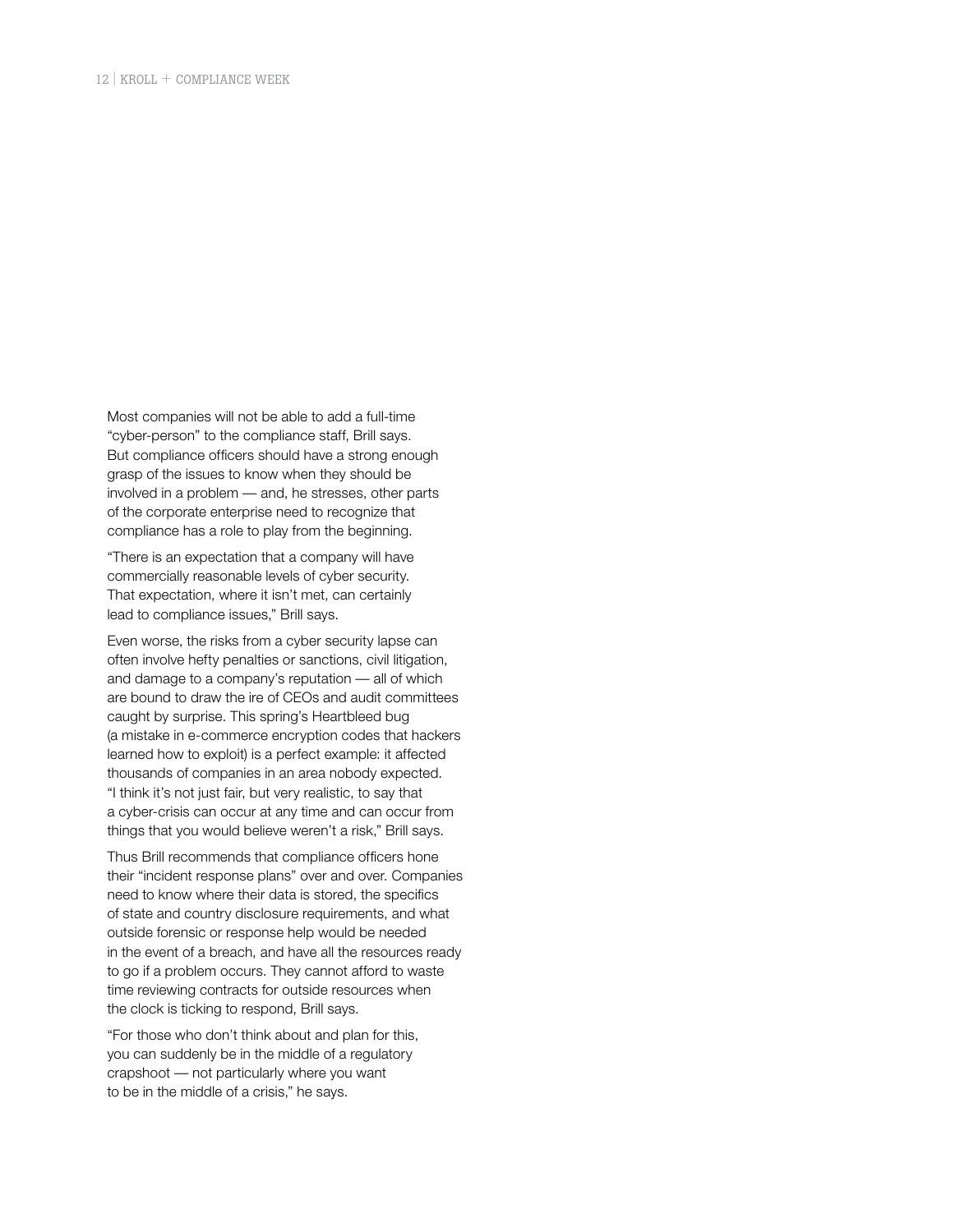Most companies will not be able to add a full-time “cyber-person” to the compliance staff, Brill says. But compliance officers should have a strong enough grasp of the issues to know when they should be involved in a problem — and, he stresses, other parts of the corporate enterprise need to recognize that compliance has a role to play from the beginning.

“There is an expectation that a company will have commercially reasonable levels of cyber security. That expectation, where it isn’t met, can certainly lead to compliance issues,” Brill says.

Even worse, the risks from a cyber security lapse can often involve hefty penalties or sanctions, civil litigation, and damage to a company’s reputation — all of which are bound to draw the ire of CEOs and audit committees caught by surprise. This spring’s Heartbleed bug (a mistake in e-commerce encryption codes that hackers learned how to exploit) is a perfect example: it affected thousands of companies in an area nobody expected. “I think it’s not just fair, but very realistic, to say that a cyber-crisis can occur at any time and can occur from things that you would believe weren’t a risk,” Brill says.

Thus Brill recommends that compliance officers hone their “incident response plans” over and over. Companies need to know where their data is stored, the specifics of state and country disclosure requirements, and what outside forensic or response help would be needed in the event of a breach, and have all the resources ready to go if a problem occurs. They cannot afford to waste time reviewing contracts for outside resources when the clock is ticking to respond, Brill says.

“For those who don’t think about and plan for this, you can suddenly be in the middle of a regulatory crapshoot — not particularly where you want to be in the middle of a crisis,” he says.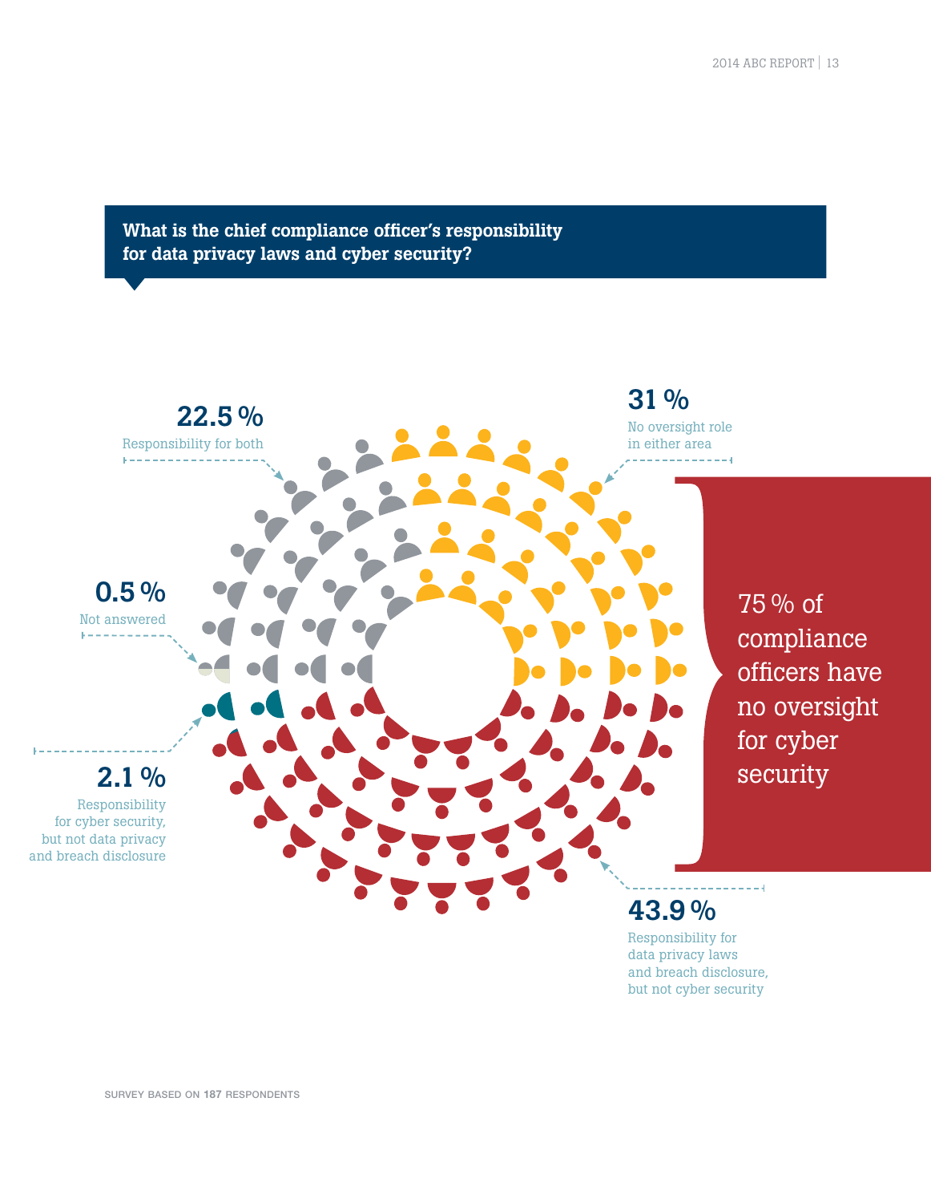## What is the chief compliance officer's responsibility for data privacy laws and cyber security?

**22.5 %**
Responsibility for both

**31 %**
No oversight role in either area

**0.5 %**
Not answered

**2.1 %**
Responsibility for cyber security, but not data privacy and breach disclosure

**43.9 %**
Responsibility for data privacy laws and breach disclosure, but not cyber security

75 % of compliance officers have no oversight for cyber security

SURVEY BASED ON **187** RESPONDENTS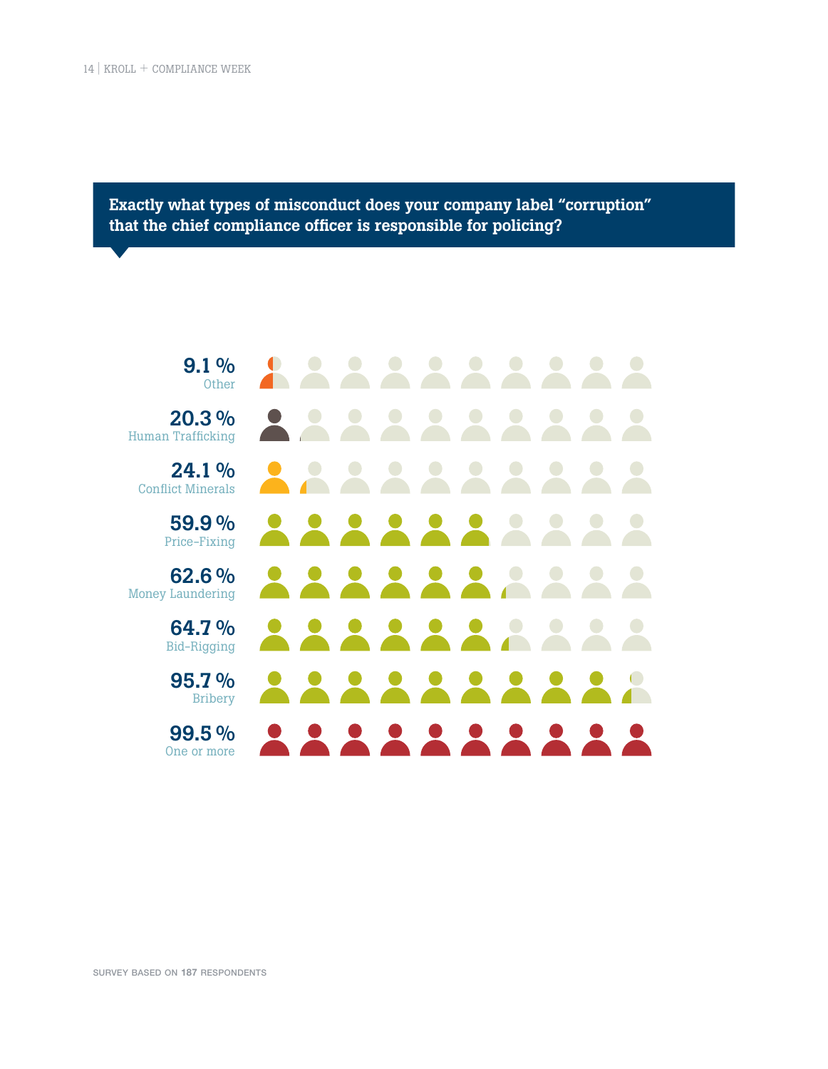**Exactly what types of misconduct does your company label “corruption” that the chief compliance officer is responsible for policing?**

| Percentage | Type of misconduct |
|---|---|
| 9.1 % | Other |
| 20.3 % | Human Trafficking |
| 24.1 % | Conflict Minerals |
| 59.9 % | Price-Fixing |
| 62.6 % | Money Laundering |
| 64.7 % | Bid-Rigging |
| 95.7 % | Bribery |
| 99.5 % | One or more |

SURVEY BASED ON **187** RESPONDENTS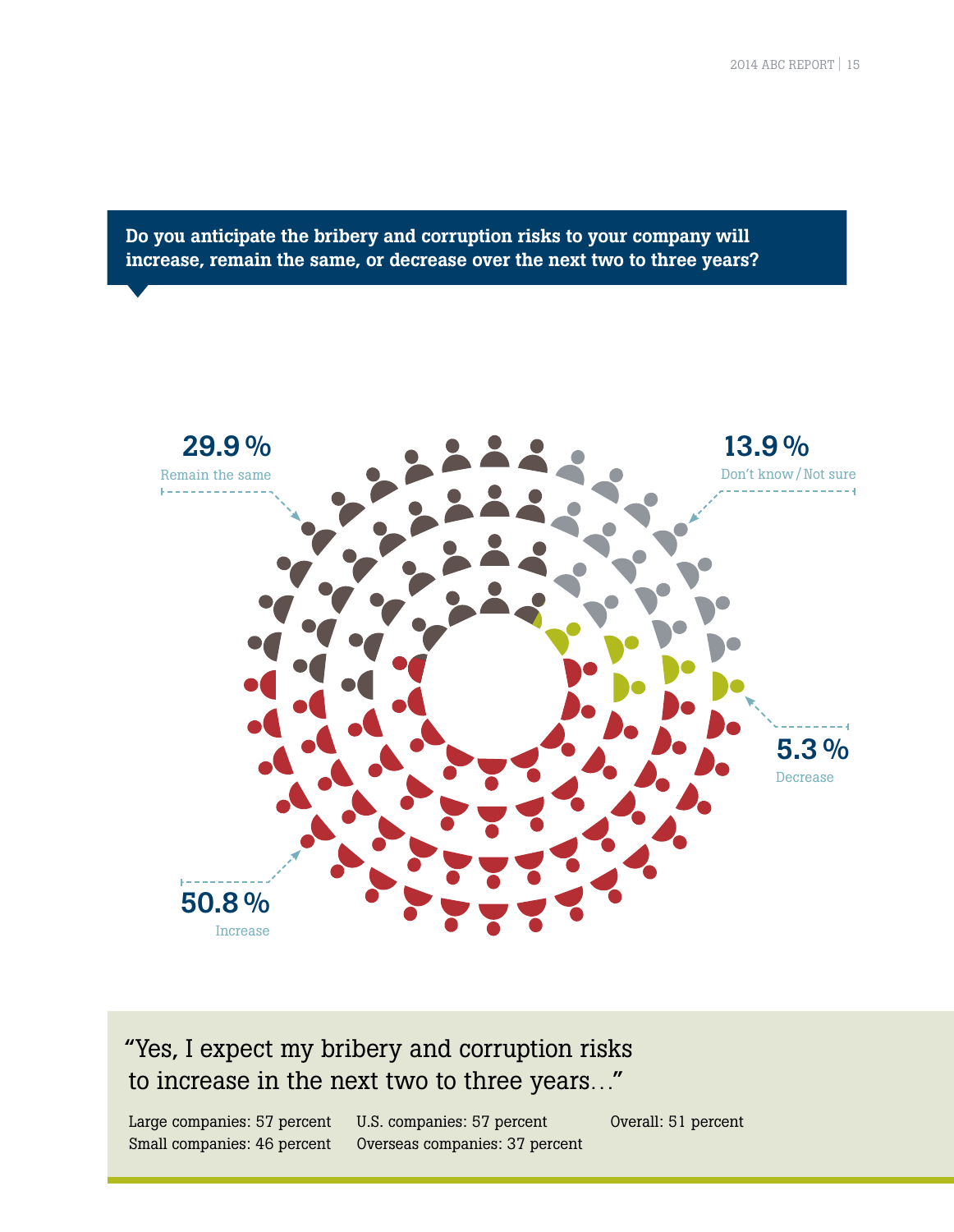**Do you anticipate the bribery and corruption risks to your company will increase, remain the same, or decrease over the next two to three years?**

**29.9 %**
Remain the same

**13.9 %**
Don't know / Not sure

**5.3 %**
Decrease

**50.8 %**
Increase

"Yes, I expect my bribery and corruption risks to increase in the next two to three years..."

Large companies: 57 percent
Small companies: 46 percent

U.S. companies: 57 percent
Overseas companies: 37 percent

Overall: 51 percent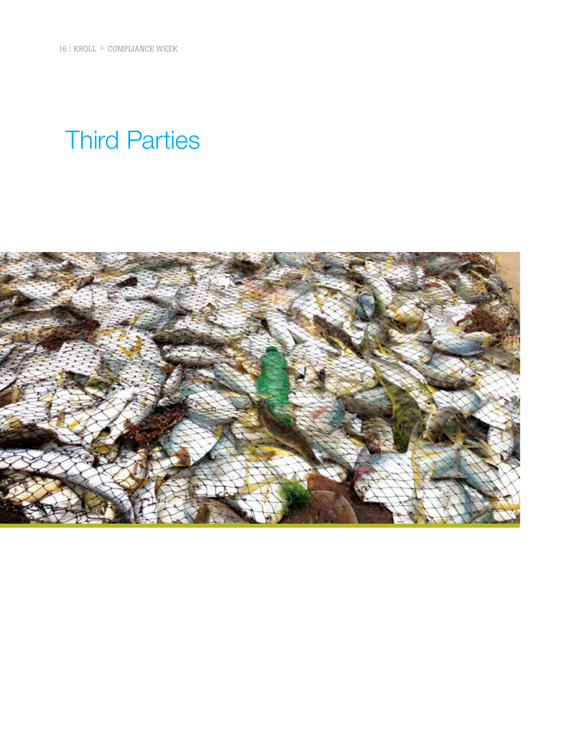# Third Parties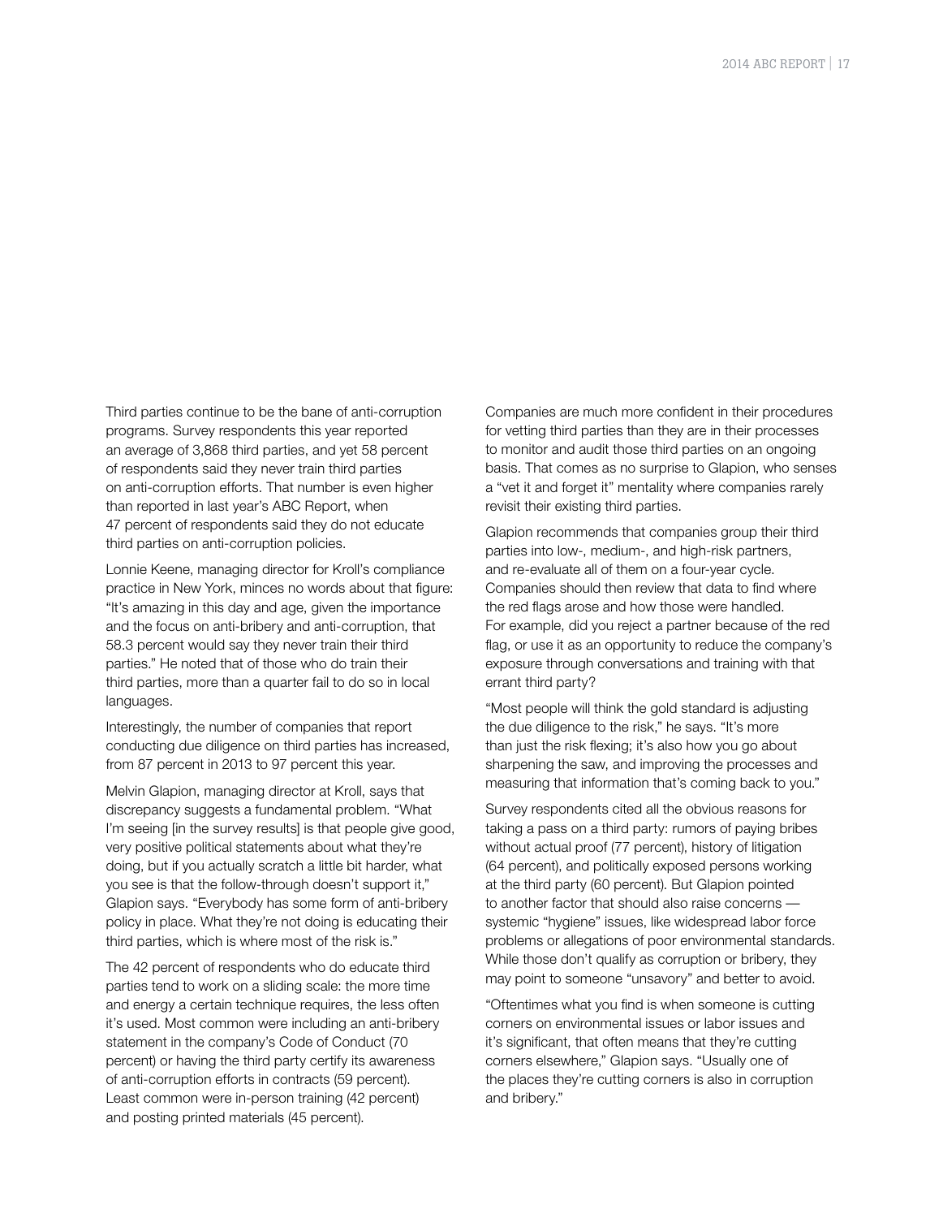Third parties continue to be the bane of anti-corruption programs. Survey respondents this year reported an average of 3,868 third parties, and yet 58 percent of respondents said they never train third parties on anti-corruption efforts. That number is even higher than reported in last year's ABC Report, when 47 percent of respondents said they do not educate third parties on anti-corruption policies.

Lonnie Keene, managing director for Kroll's compliance practice in New York, minces no words about that figure: "It's amazing in this day and age, given the importance and the focus on anti-bribery and anti-corruption, that 58.3 percent would say they never train their third parties." He noted that of those who do train their third parties, more than a quarter fail to do so in local languages.

Interestingly, the number of companies that report conducting due diligence on third parties has increased, from 87 percent in 2013 to 97 percent this year.

Melvin Glapion, managing director at Kroll, says that discrepancy suggests a fundamental problem. "What I'm seeing [in the survey results] is that people give good, very positive political statements about what they're doing, but if you actually scratch a little bit harder, what you see is that the follow-through doesn't support it," Glapion says. "Everybody has some form of anti-bribery policy in place. What they're not doing is educating their third parties, which is where most of the risk is."

The 42 percent of respondents who do educate third parties tend to work on a sliding scale: the more time and energy a certain technique requires, the less often it's used. Most common were including an anti-bribery statement in the company's Code of Conduct (70 percent) or having the third party certify its awareness of anti-corruption efforts in contracts (59 percent). Least common were in-person training (42 percent) and posting printed materials (45 percent).

Companies are much more confident in their procedures for vetting third parties than they are in their processes to monitor and audit those third parties on an ongoing basis. That comes as no surprise to Glapion, who senses a "vet it and forget it" mentality where companies rarely revisit their existing third parties.

Glapion recommends that companies group their third parties into low-, medium-, and high-risk partners, and re-evaluate all of them on a four-year cycle. Companies should then review that data to find where the red flags arose and how those were handled. For example, did you reject a partner because of the red flag, or use it as an opportunity to reduce the company's exposure through conversations and training with that errant third party?

"Most people will think the gold standard is adjusting the due diligence to the risk," he says. "It's more than just the risk flexing; it's also how you go about sharpening the saw, and improving the processes and measuring that information that's coming back to you."

Survey respondents cited all the obvious reasons for taking a pass on a third party: rumors of paying bribes without actual proof (77 percent), history of litigation (64 percent), and politically exposed persons working at the third party (60 percent). But Glapion pointed to another factor that should also raise concerns — systemic "hygiene" issues, like widespread labor force problems or allegations of poor environmental standards. While those don't qualify as corruption or bribery, they may point to someone "unsavory" and better to avoid.

"Oftentimes what you find is when someone is cutting corners on environmental issues or labor issues and it's significant, that often means that they're cutting corners elsewhere," Glapion says. "Usually one of the places they're cutting corners is also in corruption and bribery."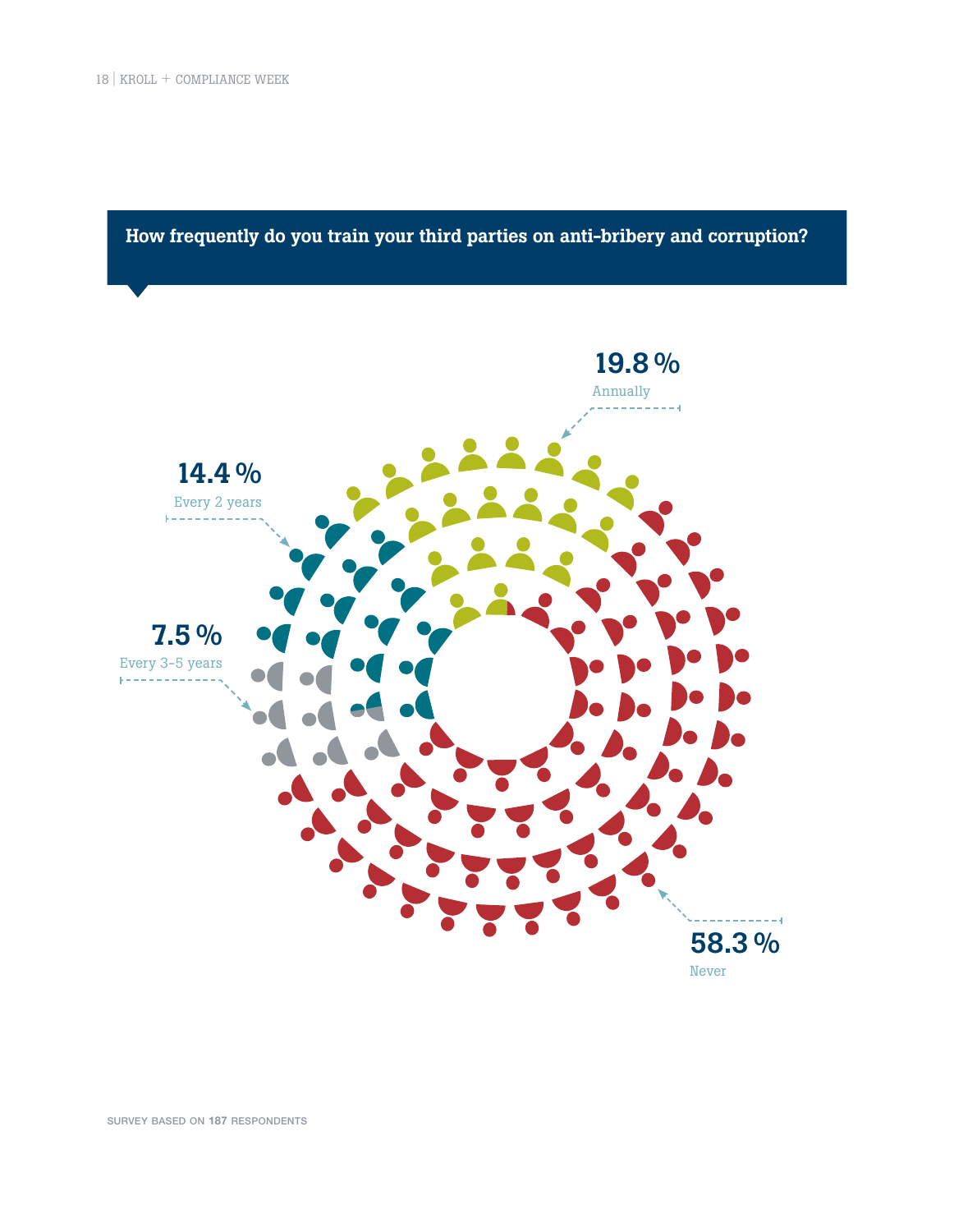## How frequently do you train your third parties on anti-bribery and corruption?

**19.8 %**
Annually

**14.4 %**
Every 2 years

**7.5 %**
Every 3–5 years

**58.3 %**
Never

SURVEY BASED ON **187** RESPONDENTS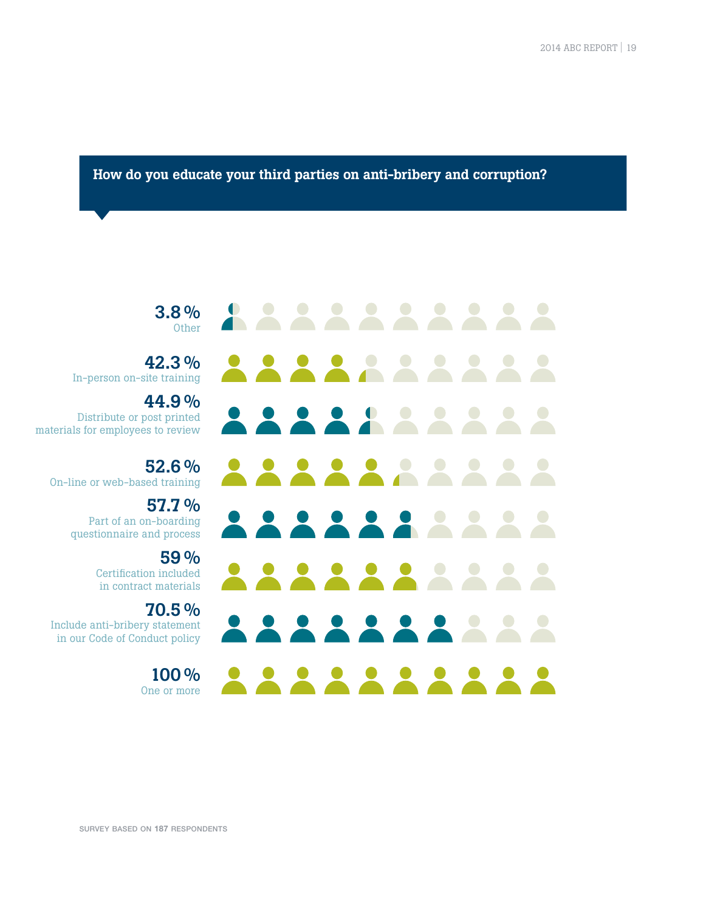## How do you educate your third parties on anti-bribery and corruption?

**3.8 %**
Other

**42.3 %**
In-person on-site training

**44.9 %**
Distribute or post printed materials for employees to review

**52.6 %**
On-line or web-based training

**57.7 %**
Part of an on-boarding questionnaire and process

**59 %**
Certification included in contract materials

**70.5 %**
Include anti-bribery statement in our Code of Conduct policy

**100 %**
One or more

SURVEY BASED ON **187** RESPONDENTS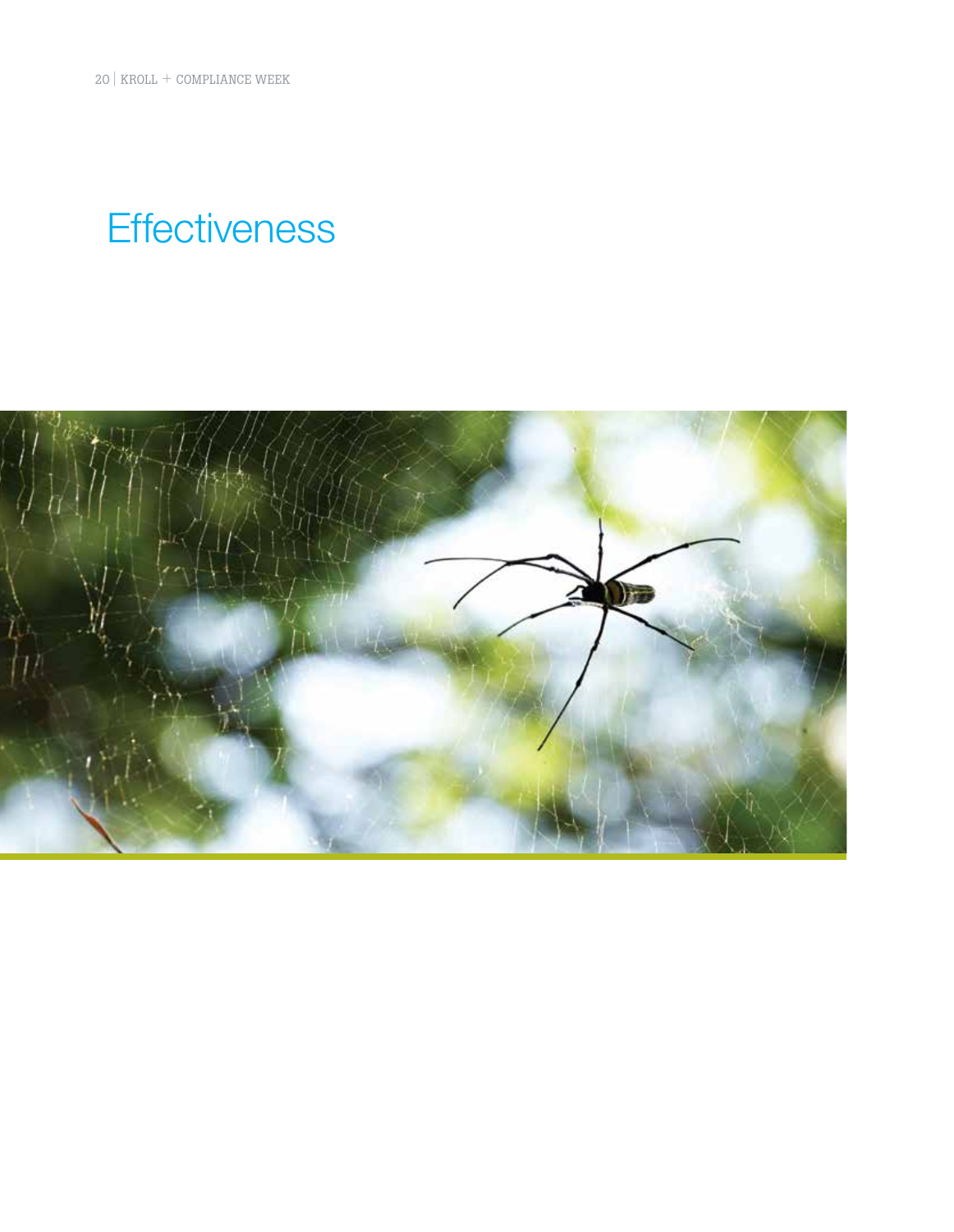# Effectiveness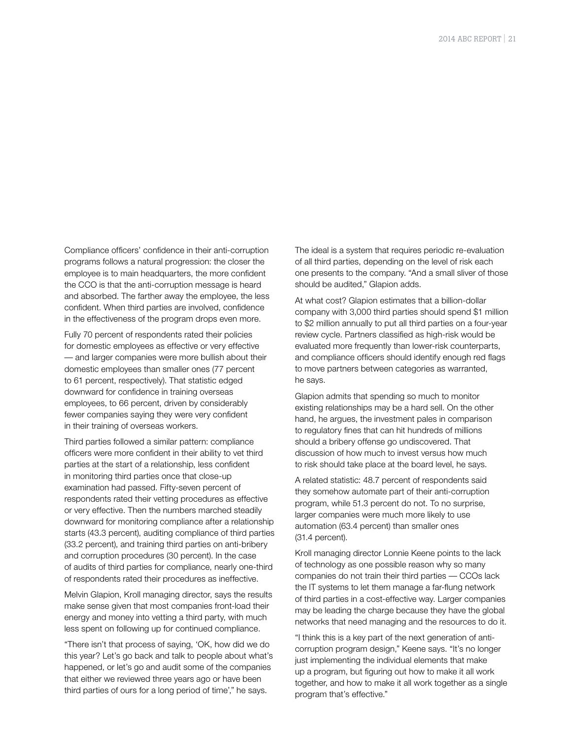Compliance officers' confidence in their anti-corruption programs follows a natural progression: the closer the employee is to main headquarters, the more confident the CCO is that the anti-corruption message is heard and absorbed. The farther away the employee, the less confident. When third parties are involved, confidence in the effectiveness of the program drops even more.

Fully 70 percent of respondents rated their policies for domestic employees as effective or very effective — and larger companies were more bullish about their domestic employees than smaller ones (77 percent to 61 percent, respectively). That statistic edged downward for confidence in training overseas employees, to 66 percent, driven by considerably fewer companies saying they were very confident in their training of overseas workers.

Third parties followed a similar pattern: compliance officers were more confident in their ability to vet third parties at the start of a relationship, less confident in monitoring third parties once that close-up examination had passed. Fifty-seven percent of respondents rated their vetting procedures as effective or very effective. Then the numbers marched steadily downward for monitoring compliance after a relationship starts (43.3 percent), auditing compliance of third parties (33.2 percent), and training third parties on anti-bribery and corruption procedures (30 percent). In the case of audits of third parties for compliance, nearly one-third of respondents rated their procedures as ineffective.

Melvin Glapion, Kroll managing director, says the results make sense given that most companies front-load their energy and money into vetting a third party, with much less spent on following up for continued compliance.

"There isn't that process of saying, 'OK, how did we do this year? Let's go back and talk to people about what's happened, or let's go and audit some of the companies that either we reviewed three years ago or have been third parties of ours for a long period of time'," he says.

The ideal is a system that requires periodic re-evaluation of all third parties, depending on the level of risk each one presents to the company. "And a small sliver of those should be audited," Glapion adds.

At what cost? Glapion estimates that a billion-dollar company with 3,000 third parties should spend $1 million to $2 million annually to put all third parties on a four-year review cycle. Partners classified as high-risk would be evaluated more frequently than lower-risk counterparts, and compliance officers should identify enough red flags to move partners between categories as warranted, he says.

Glapion admits that spending so much to monitor existing relationships may be a hard sell. On the other hand, he argues, the investment pales in comparison to regulatory fines that can hit hundreds of millions should a bribery offense go undiscovered. That discussion of how much to invest versus how much to risk should take place at the board level, he says.

A related statistic: 48.7 percent of respondents said they somehow automate part of their anti-corruption program, while 51.3 percent do not. To no surprise, larger companies were much more likely to use automation (63.4 percent) than smaller ones (31.4 percent).

Kroll managing director Lonnie Keene points to the lack of technology as one possible reason why so many companies do not train their third parties — CCOs lack the IT systems to let them manage a far-flung network of third parties in a cost-effective way. Larger companies may be leading the charge because they have the global networks that need managing and the resources to do it.

"I think this is a key part of the next generation of anti-corruption program design," Keene says. "It's no longer just implementing the individual elements that make up a program, but figuring out how to make it all work together, and how to make it all work together as a single program that's effective."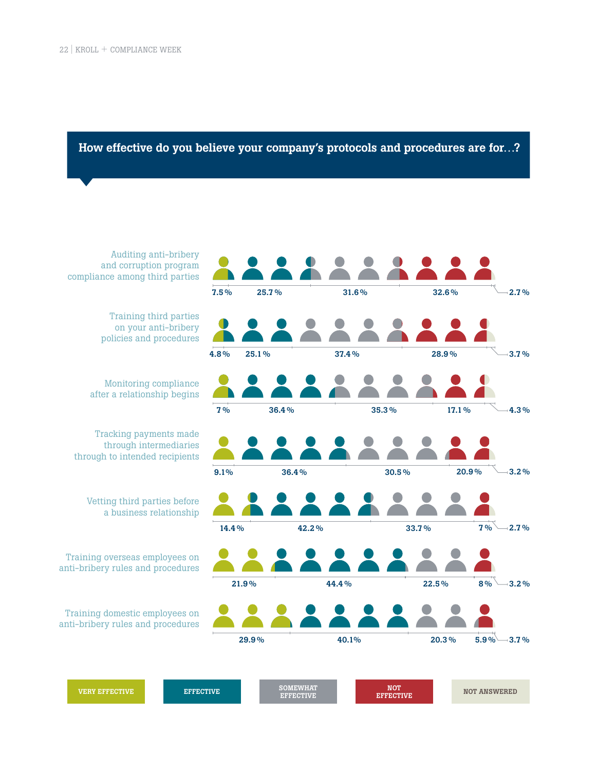## How effective do you believe your company's protocols and procedures are for…?

| | Very Effective | Effective | Somewhat Effective | Not Effective | Not Answered |
|---|---|---|---|---|---|
| Auditing anti-bribery and corruption program compliance among third parties | 7.5 % | 25.7 % | 31.6 % | 32.6 % | 2.7 % |
| Training third parties on your anti-bribery policies and procedures | 4.8 % | 25.1 % | 37.4 % | 28.9 % | 3.7 % |
| Monitoring compliance after a relationship begins | 7 % | 36.4 % | 35.3 % | 17.1 % | 4.3 % |
| Tracking payments made through intermediaries through to intended recipients | 9.1 % | 36.4 % | 30.5 % | 20.9 % | 3.2 % |
| Vetting third parties before a business relationship | 14.4 % | 42.2 % | 33.7 % | 7 % | 2.7 % |
| Training overseas employees on anti-bribery rules and procedures | 21.9 % | 44.4 % | 22.5 % | 8 % | 3.2 % |
| Training domestic employees on anti-bribery rules and procedures | 29.9 % | 40.1 % | 20.3 % | 5.9 % | 3.7 % |

VERY EFFECTIVE | EFFECTIVE | SOMEWHAT EFFECTIVE | NOT EFFECTIVE | NOT ANSWERED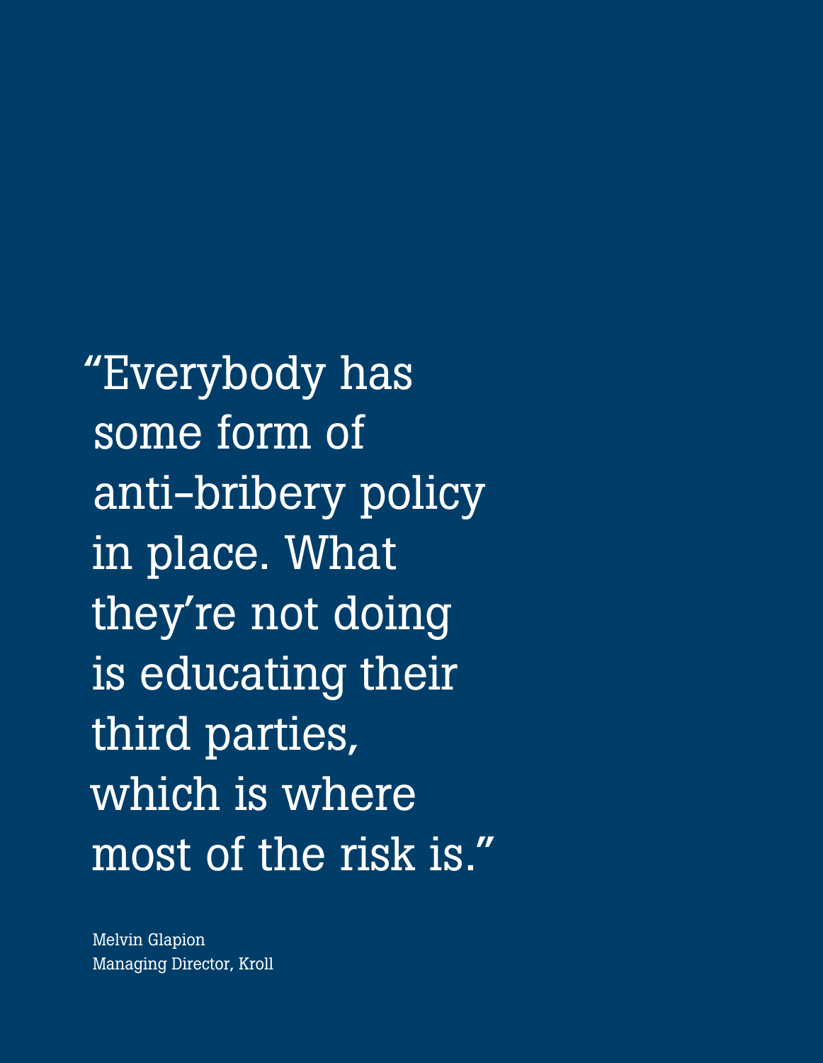> "Everybody has some form of anti-bribery policy in place. What they're not doing is educating their third parties, which is where most of the risk is."

Melvin Glapion
Managing Director, Kroll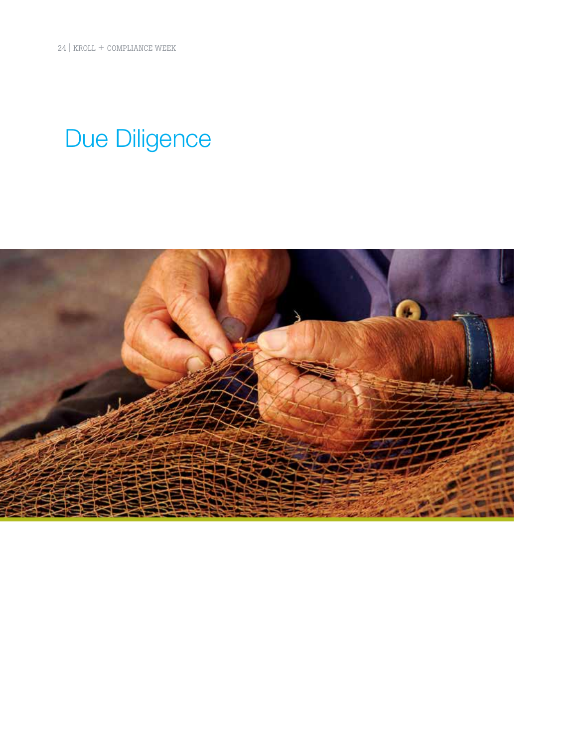# Due Diligence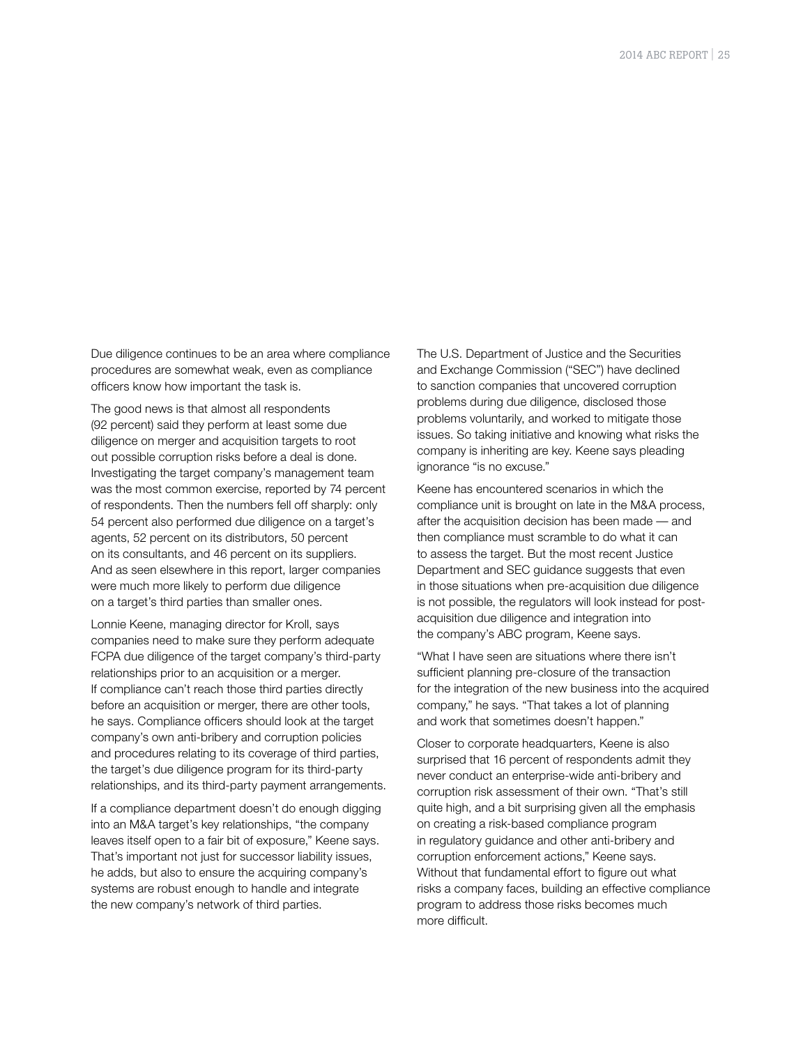Due diligence continues to be an area where compliance procedures are somewhat weak, even as compliance officers know how important the task is.

The good news is that almost all respondents (92 percent) said they perform at least some due diligence on merger and acquisition targets to root out possible corruption risks before a deal is done. Investigating the target company's management team was the most common exercise, reported by 74 percent of respondents. Then the numbers fell off sharply: only 54 percent also performed due diligence on a target's agents, 52 percent on its distributors, 50 percent on its consultants, and 46 percent on its suppliers. And as seen elsewhere in this report, larger companies were much more likely to perform due diligence on a target's third parties than smaller ones.

Lonnie Keene, managing director for Kroll, says companies need to make sure they perform adequate FCPA due diligence of the target company's third-party relationships prior to an acquisition or a merger. If compliance can't reach those third parties directly before an acquisition or merger, there are other tools, he says. Compliance officers should look at the target company's own anti-bribery and corruption policies and procedures relating to its coverage of third parties, the target's due diligence program for its third-party relationships, and its third-party payment arrangements.

If a compliance department doesn't do enough digging into an M&A target's key relationships, "the company leaves itself open to a fair bit of exposure," Keene says. That's important not just for successor liability issues, he adds, but also to ensure the acquiring company's systems are robust enough to handle and integrate the new company's network of third parties.

The U.S. Department of Justice and the Securities and Exchange Commission ("SEC") have declined to sanction companies that uncovered corruption problems during due diligence, disclosed those problems voluntarily, and worked to mitigate those issues. So taking initiative and knowing what risks the company is inheriting are key. Keene says pleading ignorance "is no excuse."

Keene has encountered scenarios in which the compliance unit is brought on late in the M&A process, after the acquisition decision has been made — and then compliance must scramble to do what it can to assess the target. But the most recent Justice Department and SEC guidance suggests that even in those situations when pre-acquisition due diligence is not possible, the regulators will look instead for post-acquisition due diligence and integration into the company's ABC program, Keene says.

"What I have seen are situations where there isn't sufficient planning pre-closure of the transaction for the integration of the new business into the acquired company," he says. "That takes a lot of planning and work that sometimes doesn't happen."

Closer to corporate headquarters, Keene is also surprised that 16 percent of respondents admit they never conduct an enterprise-wide anti-bribery and corruption risk assessment of their own. "That's still quite high, and a bit surprising given all the emphasis on creating a risk-based compliance program in regulatory guidance and other anti-bribery and corruption enforcement actions," Keene says. Without that fundamental effort to figure out what risks a company faces, building an effective compliance program to address those risks becomes much more difficult.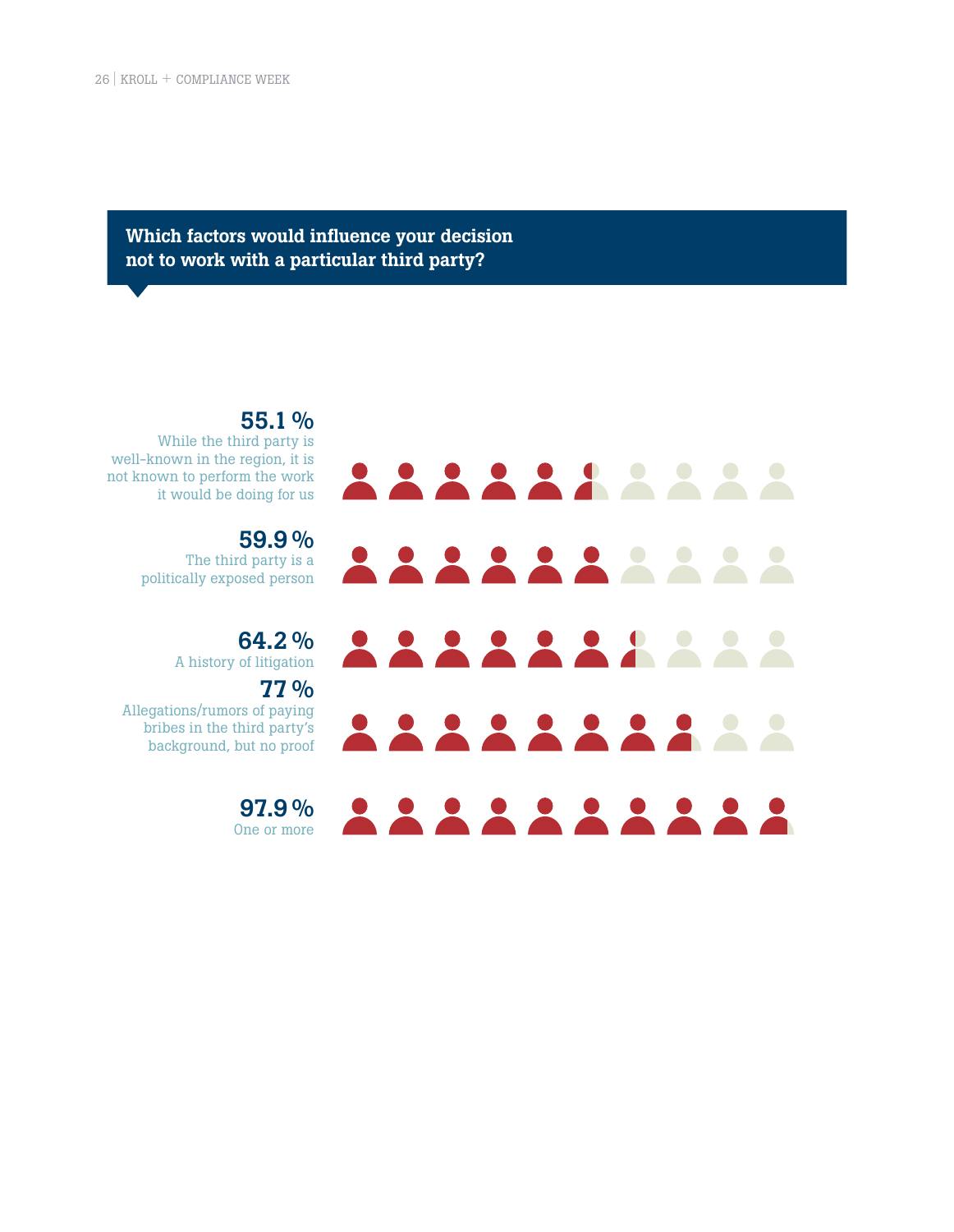## Which factors would influence your decision not to work with a particular third party?

**55.1 %**
While the third party is well-known in the region, it is not known to perform the work it would be doing for us

**59.9 %**
The third party is a politically exposed person

**64.2 %**
A history of litigation

**77 %**
Allegations/rumors of paying bribes in the third party's background, but no proof

**97.9 %**
One or more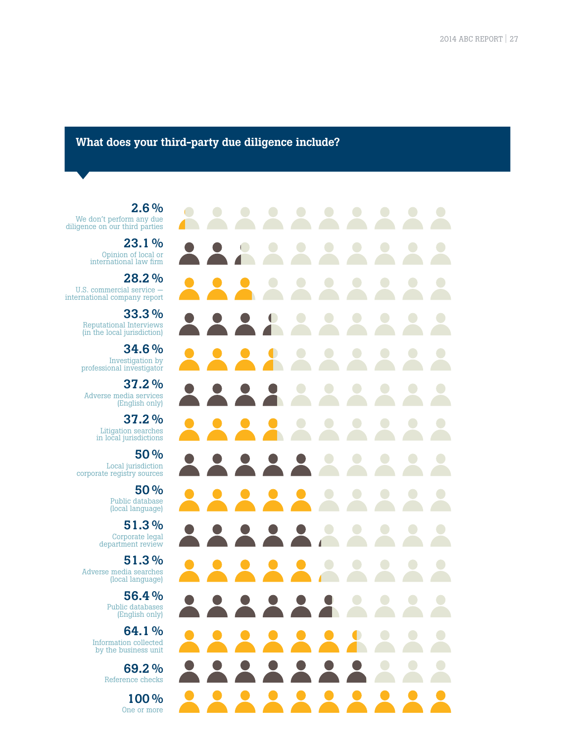## What does your third-party due diligence include?

**2.6 %** We don't perform any due diligence on our third parties

**23.1 %** Opinion of local or international law firm

**28.2 %** U.S. commercial service — international company report

**33.3 %** Reputational Interviews (in the local jurisdiction)

**34.6 %** Investigation by professional investigator

**37.2 %** Adverse media services (English only)

**37.2 %** Litigation searches in local jurisdictions

**50 %** Local jurisdiction corporate registry sources

**50 %** Public database (local language)

**51.3 %** Corporate legal department review

**51.3 %** Adverse media searches (local language)

**56.4 %** Public databases (English only)

**64.1 %** Information collected by the business unit

**69.2 %** Reference checks

**100 %** One or more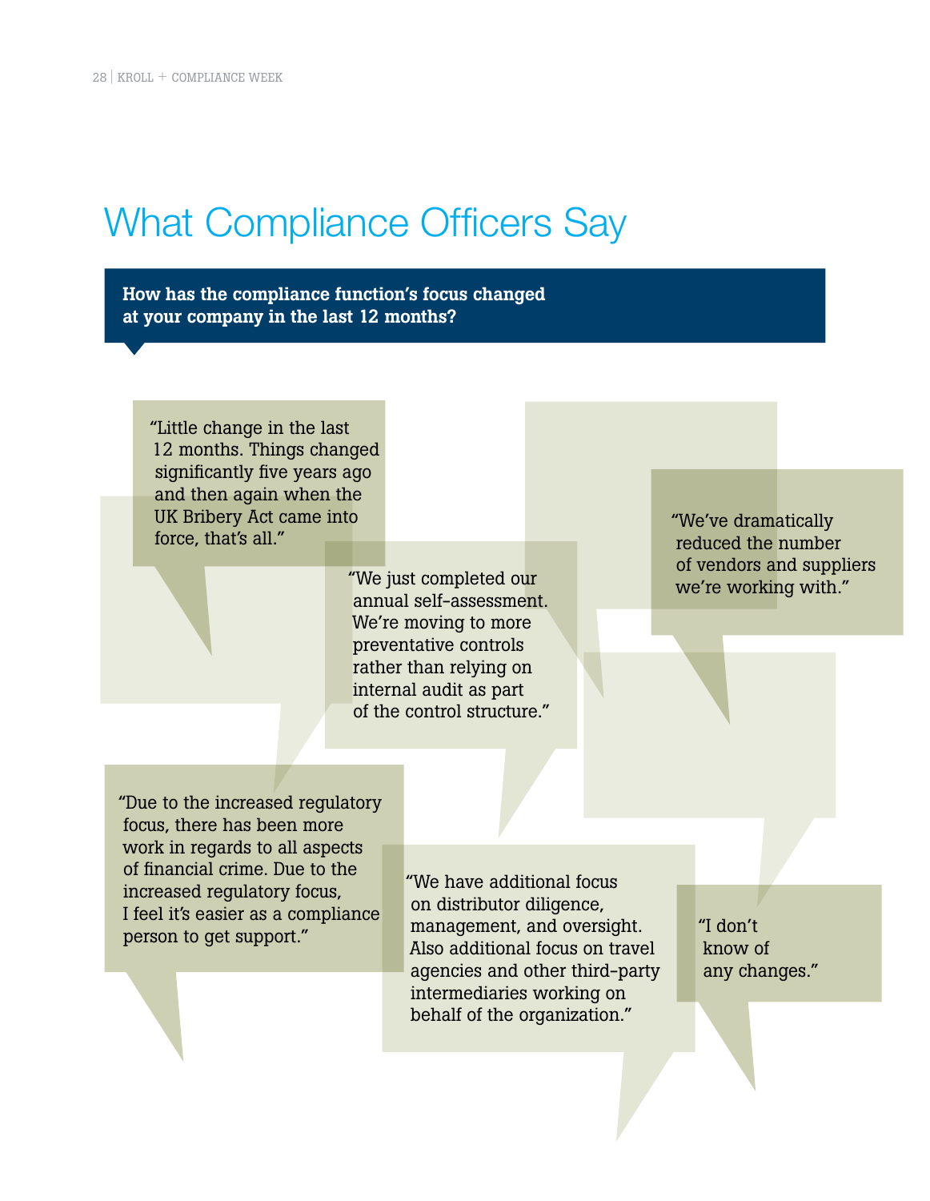# What Compliance Officers Say

**How has the compliance function's focus changed at your company in the last 12 months?**

"Little change in the last 12 months. Things changed significantly five years ago and then again when the UK Bribery Act came into force, that's all."

"We just completed our annual self-assessment. We're moving to more preventative controls rather than relying on internal audit as part of the control structure."

"We've dramatically reduced the number of vendors and suppliers we're working with."

"Due to the increased regulatory focus, there has been more work in regards to all aspects of financial crime. Due to the increased regulatory focus, I feel it's easier as a compliance person to get support."

"We have additional focus on distributor diligence, management, and oversight. Also additional focus on travel agencies and other third-party intermediaries working on behalf of the organization."

"I don't know of any changes."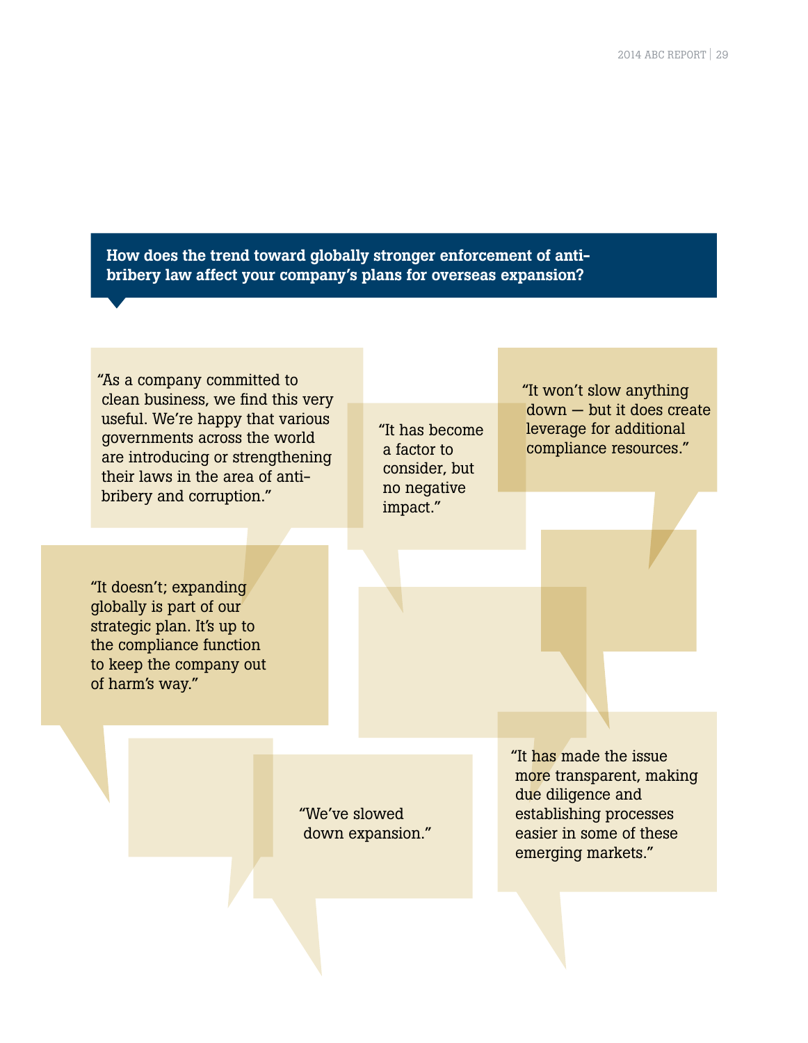**How does the trend toward globally stronger enforcement of anti-bribery law affect your company's plans for overseas expansion?**

"As a company committed to clean business, we find this very useful. We're happy that various governments across the world are introducing or strengthening their laws in the area of anti-bribery and corruption."

"It has become a factor to consider, but no negative impact."

"It won't slow anything down — but it does create leverage for additional compliance resources."

"It doesn't; expanding globally is part of our strategic plan. It's up to the compliance function to keep the company out of harm's way."

"We've slowed down expansion."

"It has made the issue more transparent, making due diligence and establishing processes easier in some of these emerging markets."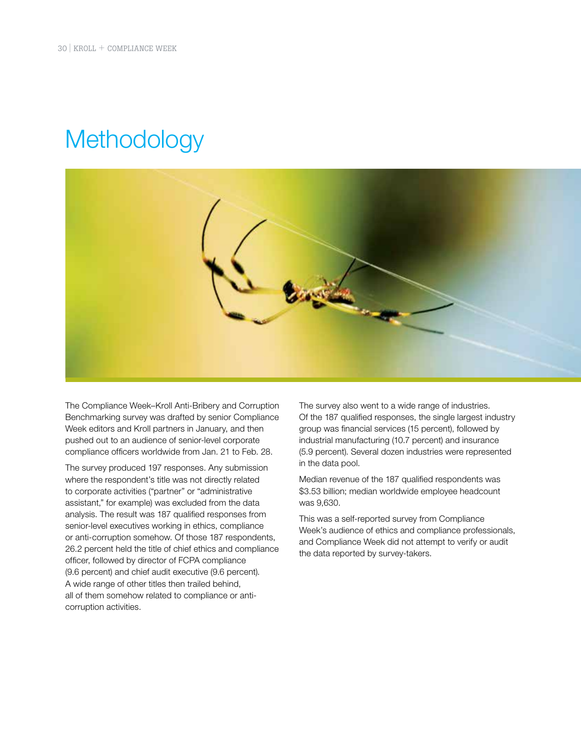# Methodology

The Compliance Week–Kroll Anti-Bribery and Corruption Benchmarking survey was drafted by senior Compliance Week editors and Kroll partners in January, and then pushed out to an audience of senior-level corporate compliance officers worldwide from Jan. 21 to Feb. 28.

The survey produced 197 responses. Any submission where the respondent's title was not directly related to corporate activities ("partner" or "administrative assistant," for example) was excluded from the data analysis. The result was 187 qualified responses from senior-level executives working in ethics, compliance or anti-corruption somehow. Of those 187 respondents, 26.2 percent held the title of chief ethics and compliance officer, followed by director of FCPA compliance (9.6 percent) and chief audit executive (9.6 percent). A wide range of other titles then trailed behind, all of them somehow related to compliance or anti-corruption activities.

The survey also went to a wide range of industries. Of the 187 qualified responses, the single largest industry group was financial services (15 percent), followed by industrial manufacturing (10.7 percent) and insurance (5.9 percent). Several dozen industries were represented in the data pool.

Median revenue of the 187 qualified respondents was $3.53 billion; median worldwide employee headcount was 9,630.

This was a self-reported survey from Compliance Week's audience of ethics and compliance professionals, and Compliance Week did not attempt to verify or audit the data reported by survey-takers.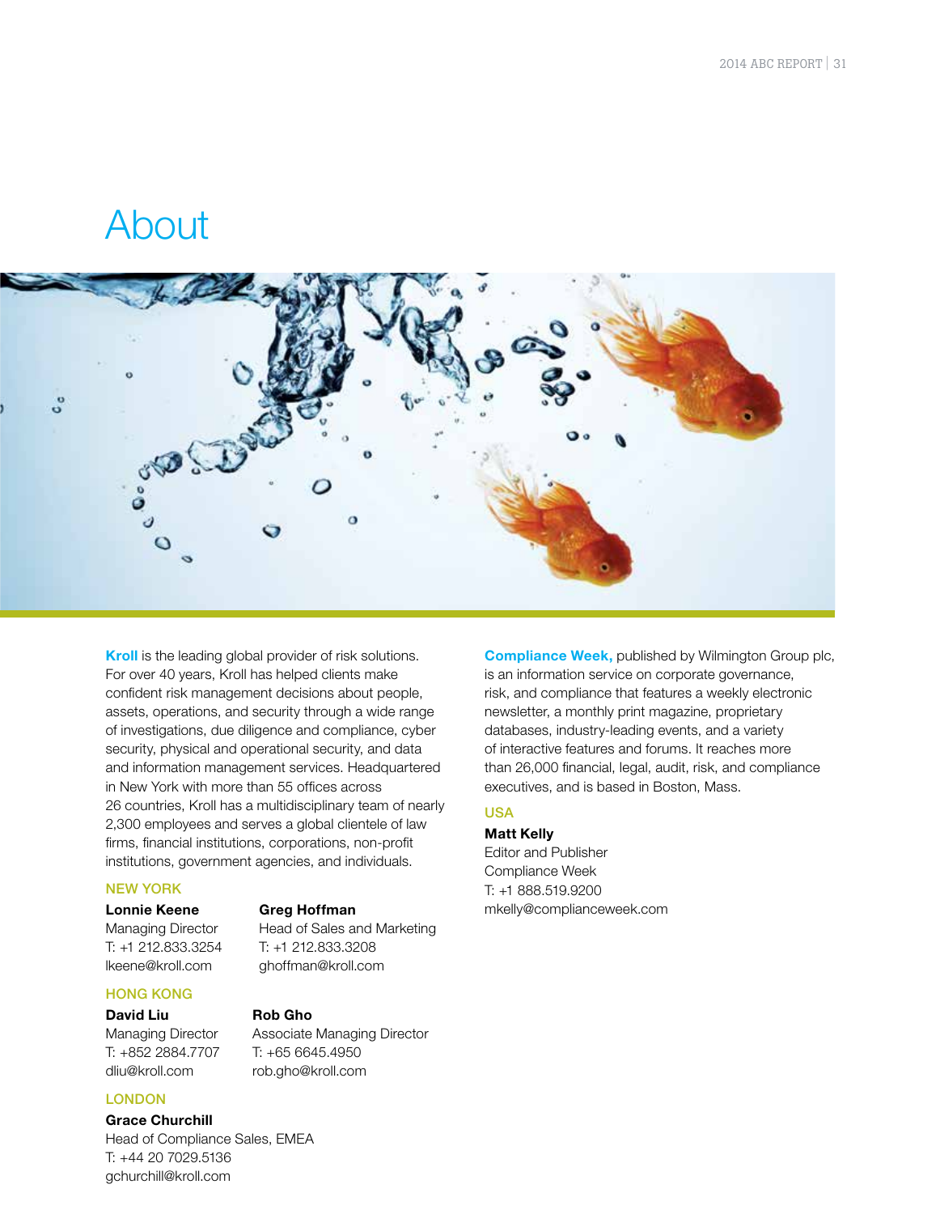# About

**Kroll** is the leading global provider of risk solutions. For over 40 years, Kroll has helped clients make confident risk management decisions about people, assets, operations, and security through a wide range of investigations, due diligence and compliance, cyber security, physical and operational security, and data and information management services. Headquartered in New York with more than 55 offices across 26 countries, Kroll has a multidisciplinary team of nearly 2,300 employees and serves a global clientele of law firms, financial institutions, corporations, non-profit institutions, government agencies, and individuals.

### NEW YORK

**Lonnie Keene**
Managing Director
T: +1 212.833.3254
lkeene@kroll.com

**Greg Hoffman**
Head of Sales and Marketing
T: +1 212.833.3208
ghoffman@kroll.com

### HONG KONG

**David Liu**
Managing Director
T: +852 2884.7707
dliu@kroll.com

**Rob Gho**
Associate Managing Director
T: +65 6645.4950
rob.gho@kroll.com

### LONDON

**Grace Churchill**
Head of Compliance Sales, EMEA
T: +44 20 7029.5136
gchurchill@kroll.com

**Compliance Week,** published by Wilmington Group plc, is an information service on corporate governance, risk, and compliance that features a weekly electronic newsletter, a monthly print magazine, proprietary databases, industry-leading events, and a variety of interactive features and forums. It reaches more than 26,000 financial, legal, audit, risk, and compliance executives, and is based in Boston, Mass.

### USA

**Matt Kelly**
Editor and Publisher
Compliance Week
T: +1 888.519.9200
mkelly@complianceweek.com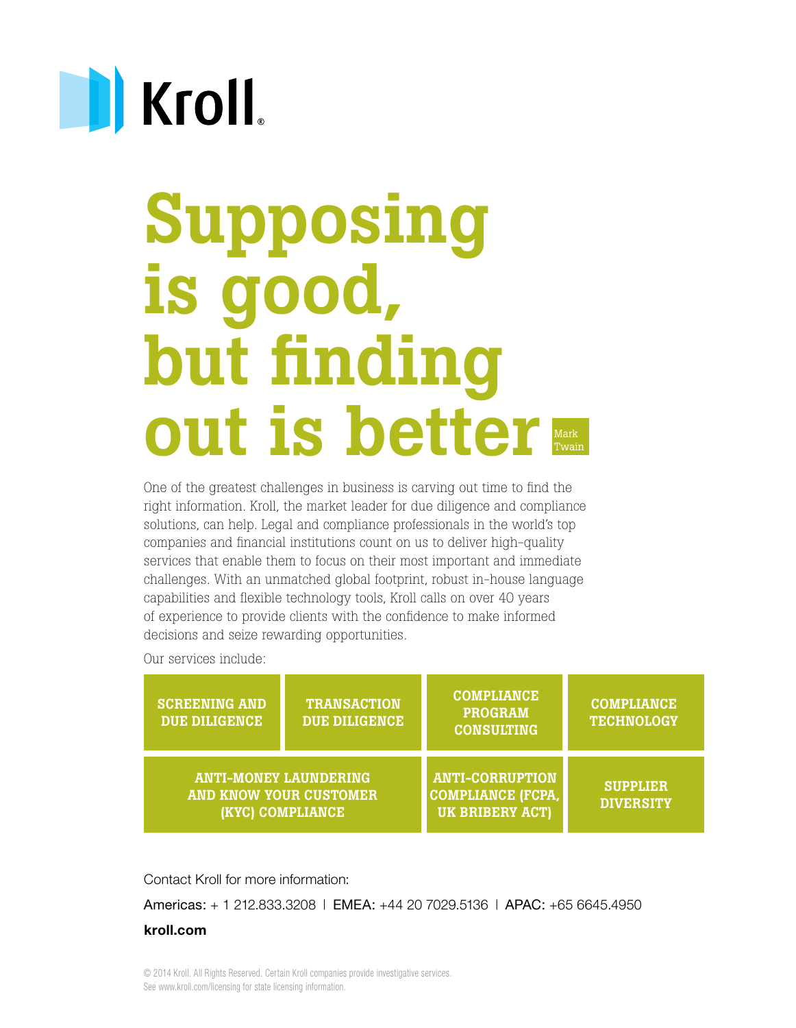Kroll

# Supposing is good, but finding out is better

Mark Twain

One of the greatest challenges in business is carving out time to find the right information. Kroll, the market leader for due diligence and compliance solutions, can help. Legal and compliance professionals in the world's top companies and financial institutions count on us to deliver high-quality services that enable them to focus on their most important and immediate challenges. With an unmatched global footprint, robust in-house language capabilities and flexible technology tools, Kroll calls on over 40 years of experience to provide clients with the confidence to make informed decisions and seize rewarding opportunities.

Our services include:

- **SCREENING AND DUE DILIGENCE**
- **TRANSACTION DUE DILIGENCE**
- **COMPLIANCE PROGRAM CONSULTING**
- **COMPLIANCE TECHNOLOGY**
- **ANTI-MONEY LAUNDERING AND KNOW YOUR CUSTOMER (KYC) COMPLIANCE**
- **ANTI-CORRUPTION COMPLIANCE (FCPA, UK BRIBERY ACT)**
- **SUPPLIER DIVERSITY**

Contact Kroll for more information:

Americas: + 1 212.833.3208 | EMEA: +44 20 7029.5136 | APAC: +65 6645.4950

**kroll.com**

© 2014 Kroll. All Rights Reserved. Certain Kroll companies provide investigative services. See www.kroll.com/licensing for state licensing information.